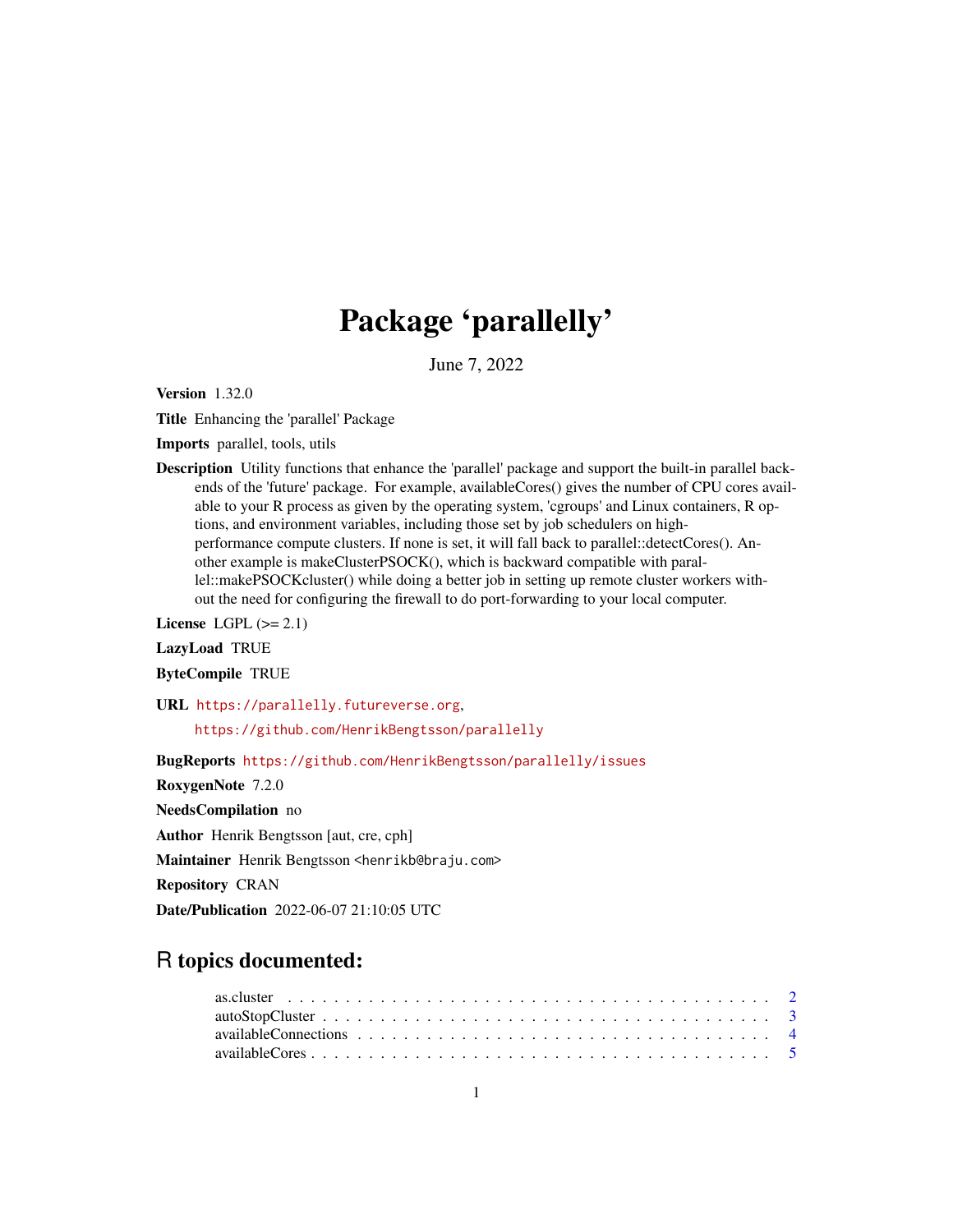# Package 'parallelly'

June 7, 2022

**Version** 1.32.0

**Title** Enhancing the 'parallel' Package

**Imports** parallel, tools, utils

**Description** Utility functions that enhance the 'parallel' package and support the built-in parallel backends of the 'future' package. For example, availableCores() gives the number of CPU cores available to your R process as given by the operating system, 'cgroups' and Linux containers, R options, and environment variables, including those set by job schedulers on high-performance compute clusters. If none is set, it will fall back to parallel::detectCores(). Another example is makeClusterPSOCK(), which is backward compatible with parallel::makePSOCKcluster() while doing a better job in setting up remote cluster workers without the need for configuring the firewall to do port-forwarding to your local computer.

**License** LGPL (>= 2.1)

**LazyLoad** TRUE

**ByteCompile** TRUE

**URL** https://parallelly.futureverse.org,

https://github.com/HenrikBengtsson/parallelly

**BugReports** https://github.com/HenrikBengtsson/parallelly/issues

**RoxygenNote** 7.2.0

**NeedsCompilation** no

**Author** Henrik Bengtsson [aut, cre, cph]

**Maintainer** Henrik Bengtsson <henrikb@braju.com>

**Repository** CRAN

**Date/Publication** 2022-06-07 21:10:05 UTC

## R topics documented:

as.cluster . . . . . . . . . . . . . . . . . . . . . . . . . . . . . . . . . . . . . . . . 2
autoStopCluster . . . . . . . . . . . . . . . . . . . . . . . . . . . . . . . . . . . . . 3
availableConnections . . . . . . . . . . . . . . . . . . . . . . . . . . . . . . . . . . 4
availableCores . . . . . . . . . . . . . . . . . . . . . . . . . . . . . . . . . . . . . . 5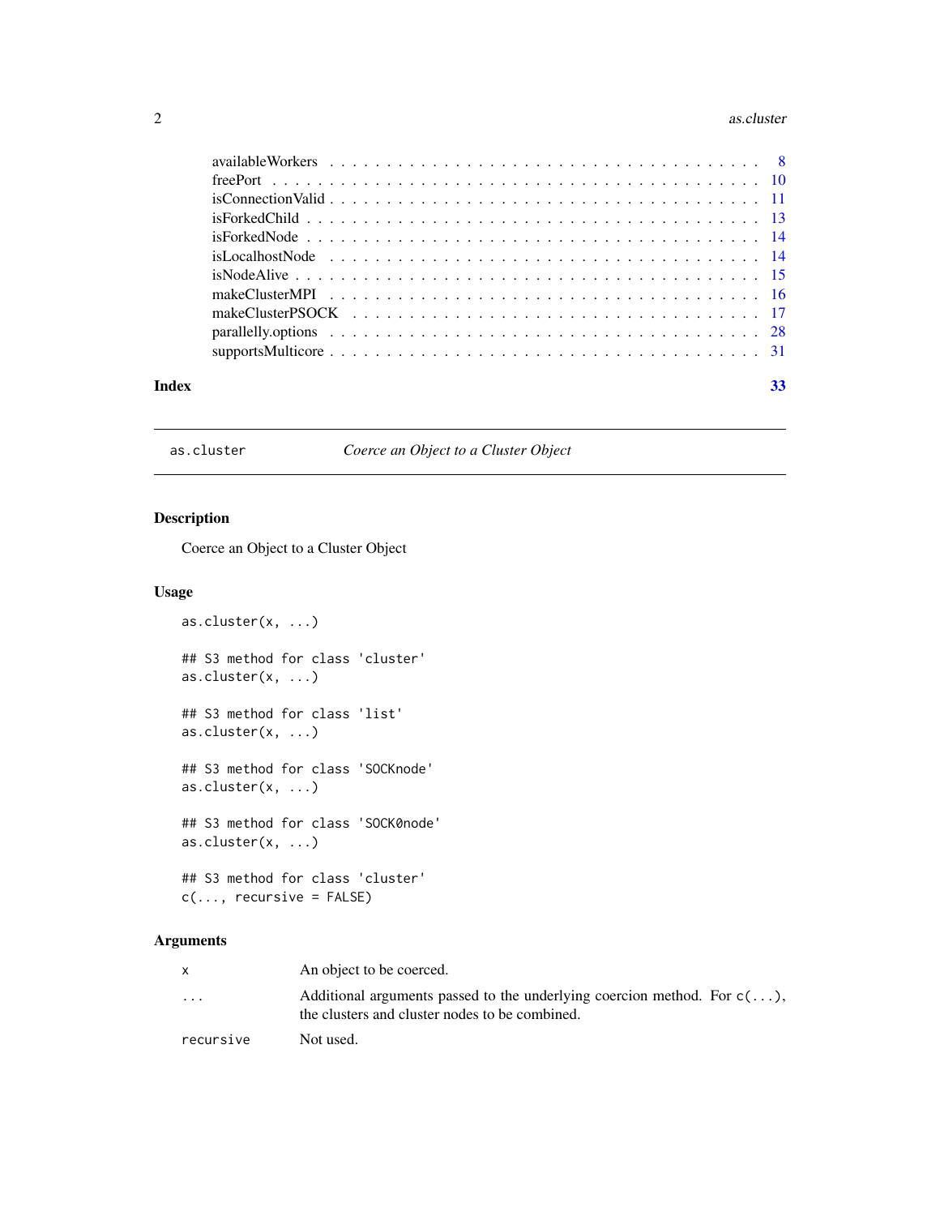| | |
|---|---|
| availableWorkers | 8 |
| freePort | 10 |
| isConnectionValid | 11 |
| isForkedChild | 13 |
| isForkedNode | 14 |
| isLocalhostNode | 14 |
| isNodeAlive | 15 |
| makeClusterMPI | 16 |
| makeClusterPSOCK | 17 |
| parallelly.options | 28 |
| supportsMulticore | 31 |

**Index** 33

---

`as.cluster` *Coerce an Object to a Cluster Object*

---

## Description

Coerce an Object to a Cluster Object

## Usage

```
as.cluster(x, ...)

## S3 method for class 'cluster'
as.cluster(x, ...)

## S3 method for class 'list'
as.cluster(x, ...)

## S3 method for class 'SOCKnode'
as.cluster(x, ...)

## S3 method for class 'SOCK0node'
as.cluster(x, ...)

## S3 method for class 'cluster'
c(..., recursive = FALSE)
```

## Arguments

| | |
|---|---|
| `x` | An object to be coerced. |
| `...` | Additional arguments passed to the underlying coercion method. For `c(...)`, the clusters and cluster nodes to be combined. |
| `recursive` | Not used. |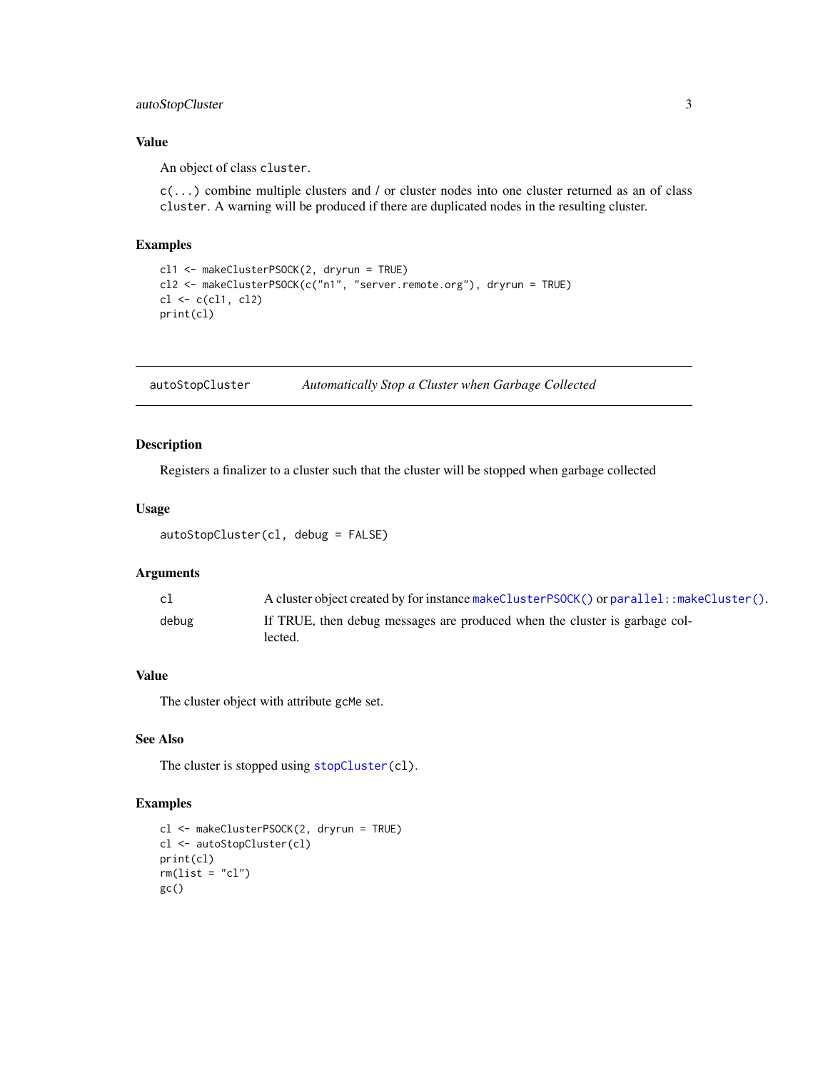### Value

An object of class `cluster`.

`c(...)` combine multiple clusters and / or cluster nodes into one cluster returned as an of class `cluster`. A warning will be produced if there are duplicated nodes in the resulting cluster.

### Examples

```
cl1 <- makeClusterPSOCK(2, dryrun = TRUE)
cl2 <- makeClusterPSOCK(c("n1", "server.remote.org"), dryrun = TRUE)
cl <- c(cl1, cl2)
print(cl)
```

---

## autoStopCluster — *Automatically Stop a Cluster when Garbage Collected*

---

### Description

Registers a finalizer to a cluster such that the cluster will be stopped when garbage collected

### Usage

```
autoStopCluster(cl, debug = FALSE)
```

### Arguments

| | |
|---|---|
| `cl` | A cluster object created by for instance `makeClusterPSOCK()` or `parallel::makeCluster()`. |
| `debug` | If TRUE, then debug messages are produced when the cluster is garbage collected. |

### Value

The cluster object with attribute `gcMe` set.

### See Also

The cluster is stopped using `stopCluster(cl)`.

### Examples

```
cl <- makeClusterPSOCK(2, dryrun = TRUE)
cl <- autoStopCluster(cl)
print(cl)
rm(list = "cl")
gc()
```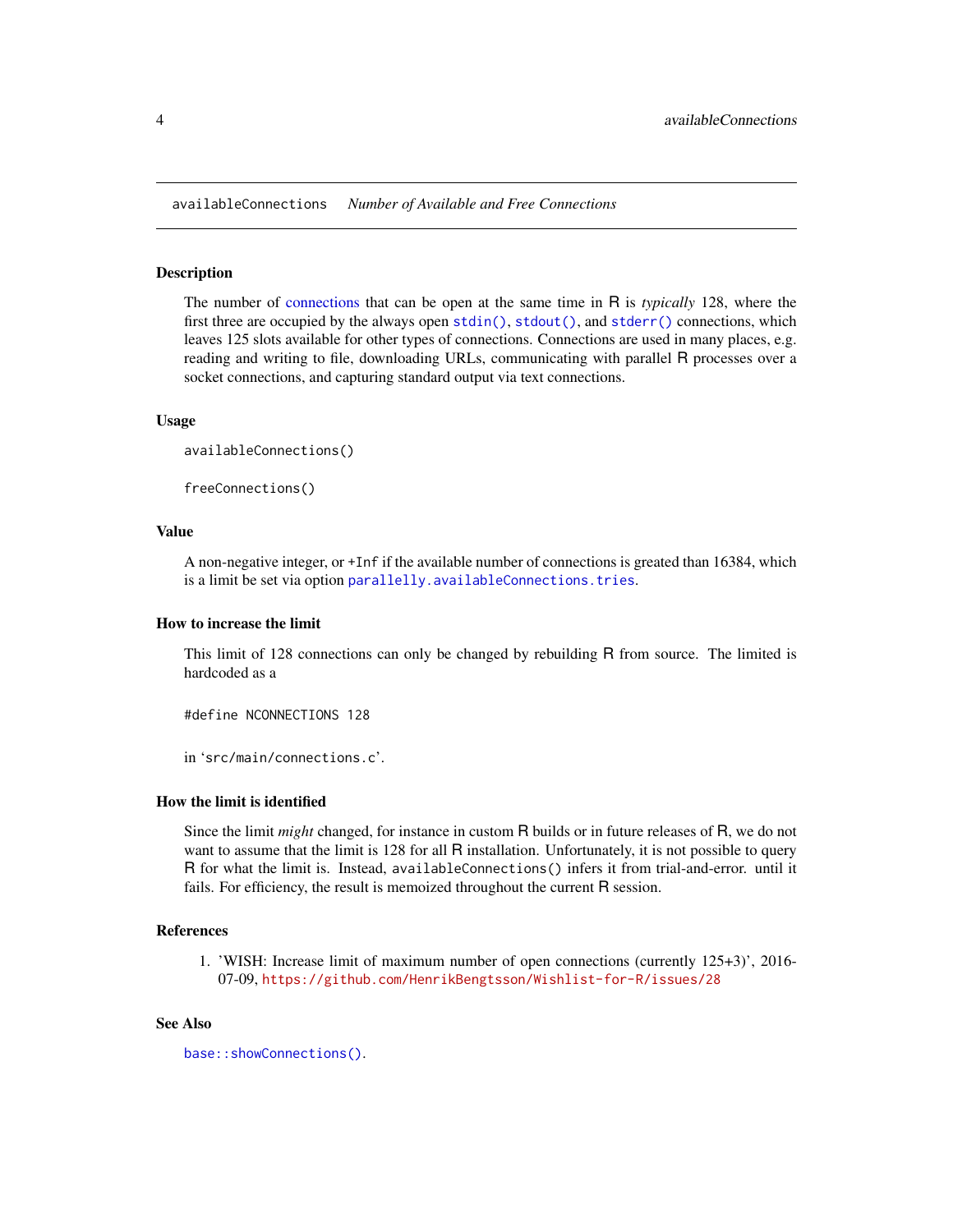availableConnections *Number of Available and Free Connections*

### Description

The number of connections that can be open at the same time in R is *typically* 128, where the first three are occupied by the always open `stdin()`, `stdout()`, and `stderr()` connections, which leaves 125 slots available for other types of connections. Connections are used in many places, e.g. reading and writing to file, downloading URLs, communicating with parallel R processes over a socket connections, and capturing standard output via text connections.

### Usage

```
availableConnections()

freeConnections()
```

### Value

A non-negative integer, or `+Inf` if the available number of connections is greated than 16384, which is a limit be set via option `parallelly.availableConnections.tries`.

### How to increase the limit

This limit of 128 connections can only be changed by rebuilding R from source. The limited is hardcoded as a

```
#define NCONNECTIONS 128
```

in 'src/main/connections.c'.

### How the limit is identified

Since the limit *might* changed, for instance in custom R builds or in future releases of R, we do not want to assume that the limit is 128 for all R installation. Unfortunately, it is not possible to query R for what the limit is. Instead, `availableConnections()` infers it from trial-and-error. until it fails. For efficiency, the result is memoized throughout the current R session.

### References

1. 'WISH: Increase limit of maximum number of open connections (currently 125+3)', 2016-07-09, https://github.com/HenrikBengtsson/Wishlist-for-R/issues/28

### See Also

`base::showConnections()`.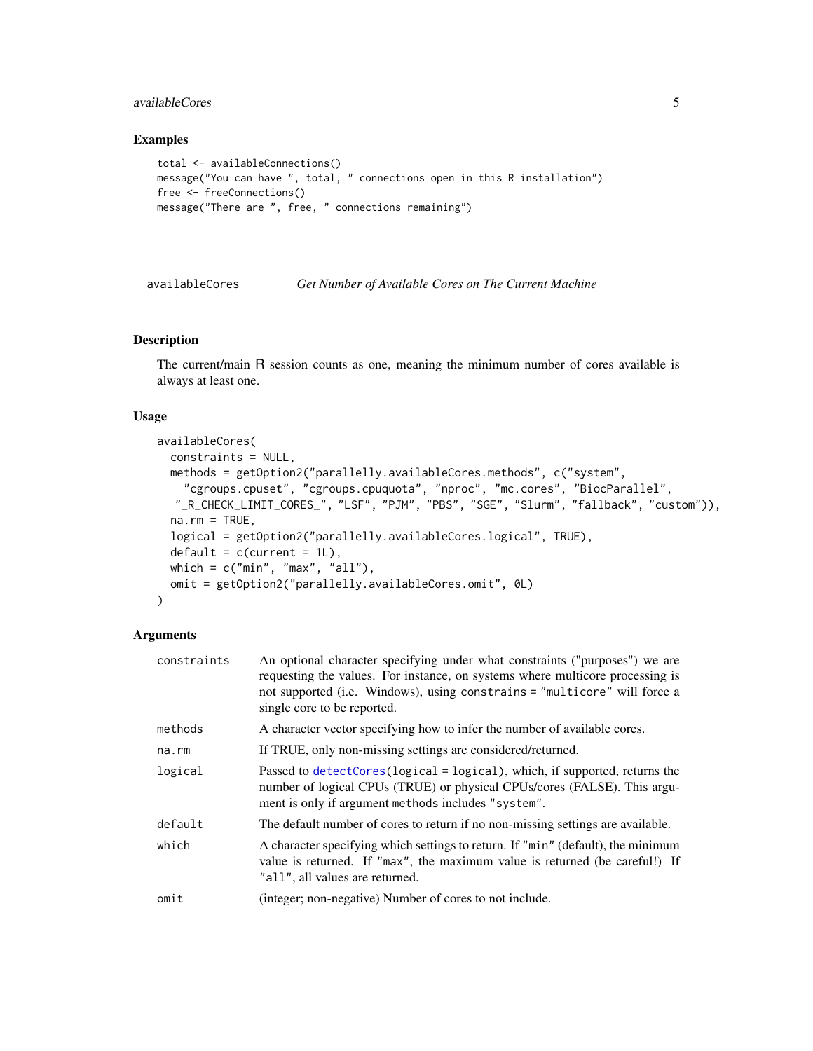## Examples

```
total <- availableConnections()
message("You can have ", total, " connections open in this R installation")
free <- freeConnections()
message("There are ", free, " connections remaining")
```

---

# availableCores — *Get Number of Available Cores on The Current Machine*

---

## Description

The current/main R session counts as one, meaning the minimum number of cores available is always at least one.

## Usage

```
availableCores(
  constraints = NULL,
  methods = getOption2("parallelly.availableCores.methods", c("system",
    "cgroups.cpuset", "cgroups.cpuquota", "nproc", "mc.cores", "BiocParallel",
   "_R_CHECK_LIMIT_CORES_", "LSF", "PJM", "PBS", "SGE", "Slurm", "fallback", "custom")),
  na.rm = TRUE,
  logical = getOption2("parallelly.availableCores.logical", TRUE),
  default = c(current = 1L),
  which = c("min", "max", "all"),
  omit = getOption2("parallelly.availableCores.omit", 0L)
)
```

## Arguments

| | |
|---|---|
| `constraints` | An optional character specifying under what constraints ("purposes") we are requesting the values. For instance, on systems where multicore processing is not supported (i.e. Windows), using `constrains = "multicore"` will force a single core to be reported. |
| `methods` | A character vector specifying how to infer the number of available cores. |
| `na.rm` | If TRUE, only non-missing settings are considered/returned. |
| `logical` | Passed to `detectCores(logical = logical)`, which, if supported, returns the number of logical CPUs (TRUE) or physical CPUs/cores (FALSE). This argument is only if argument `methods` includes `"system"`. |
| `default` | The default number of cores to return if no non-missing settings are available. |
| `which` | A character specifying which settings to return. If `"min"` (default), the minimum value is returned. If `"max"`, the maximum value is returned (be careful!) If `"all"`, all values are returned. |
| `omit` | (integer; non-negative) Number of cores to not include. |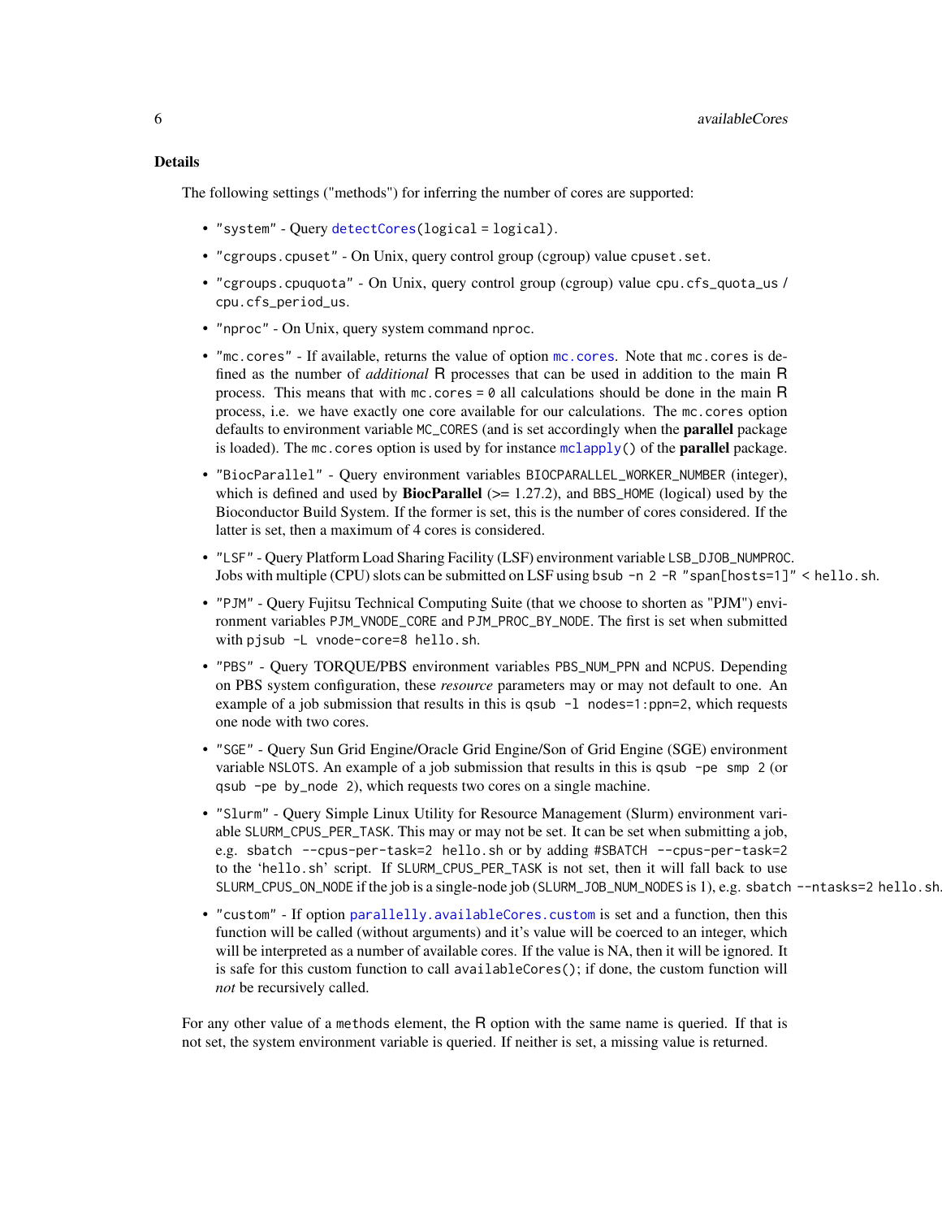### Details

The following settings ("methods") for inferring the number of cores are supported:

- `"system"` - Query `detectCores(logical = logical)`.
- `"cgroups.cpuset"` - On Unix, query control group (cgroup) value `cpuset.set`.
- `"cgroups.cpuquota"` - On Unix, query control group (cgroup) value `cpu.cfs_quota_us` / `cpu.cfs_period_us`.
- `"nproc"` - On Unix, query system command `nproc`.
- `"mc.cores"` - If available, returns the value of option `mc.cores`. Note that `mc.cores` is defined as the number of *additional* R processes that can be used in addition to the main R process. This means that with `mc.cores = 0` all calculations should be done in the main R process, i.e. we have exactly one core available for our calculations. The `mc.cores` option defaults to environment variable `MC_CORES` (and is set accordingly when the **parallel** package is loaded). The `mc.cores` option is used by for instance `mclapply()` of the **parallel** package.
- `"BiocParallel"` - Query environment variables `BIOCPARALLEL_WORKER_NUMBER` (integer), which is defined and used by **BiocParallel** (>= 1.27.2), and `BBS_HOME` (logical) used by the Bioconductor Build System. If the former is set, this is the number of cores considered. If the latter is set, then a maximum of 4 cores is considered.
- `"LSF"` - Query Platform Load Sharing Facility (LSF) environment variable `LSB_DJOB_NUMPROC`. Jobs with multiple (CPU) slots can be submitted on LSF using `bsub -n 2 -R "span[hosts=1]" < hello.sh`.
- `"PJM"` - Query Fujitsu Technical Computing Suite (that we choose to shorten as "PJM") environment variables `PJM_VNODE_CORE` and `PJM_PROC_BY_NODE`. The first is set when submitted with `pjsub -L vnode-core=8 hello.sh`.
- `"PBS"` - Query TORQUE/PBS environment variables `PBS_NUM_PPN` and `NCPUS`. Depending on PBS system configuration, these *resource* parameters may or may not default to one. An example of a job submission that results in this is `qsub -l nodes=1:ppn=2`, which requests one node with two cores.
- `"SGE"` - Query Sun Grid Engine/Oracle Grid Engine/Son of Grid Engine (SGE) environment variable `NSLOTS`. An example of a job submission that results in this is `qsub -pe smp 2` (or `qsub -pe by_node 2`), which requests two cores on a single machine.
- `"Slurm"` - Query Simple Linux Utility for Resource Management (Slurm) environment variable `SLURM_CPUS_PER_TASK`. This may or may not be set. It can be set when submitting a job, e.g. `sbatch --cpus-per-task=2 hello.sh` or by adding `#SBATCH --cpus-per-task=2` to the 'hello.sh' script. If `SLURM_CPUS_PER_TASK` is not set, then it will fall back to use `SLURM_CPUS_ON_NODE` if the job is a single-node job (`SLURM_JOB_NUM_NODES` is 1), e.g. `sbatch --ntasks=2 hello.sh`.
- `"custom"` - If option `parallelly.availableCores.custom` is set and a function, then this function will be called (without arguments) and it's value will be coerced to an integer, which will be interpreted as a number of available cores. If the value is NA, then it will be ignored. It is safe for this custom function to call `availableCores()`; if done, the custom function will *not* be recursively called.

For any other value of a `methods` element, the R option with the same name is queried. If that is not set, the system environment variable is queried. If neither is set, a missing value is returned.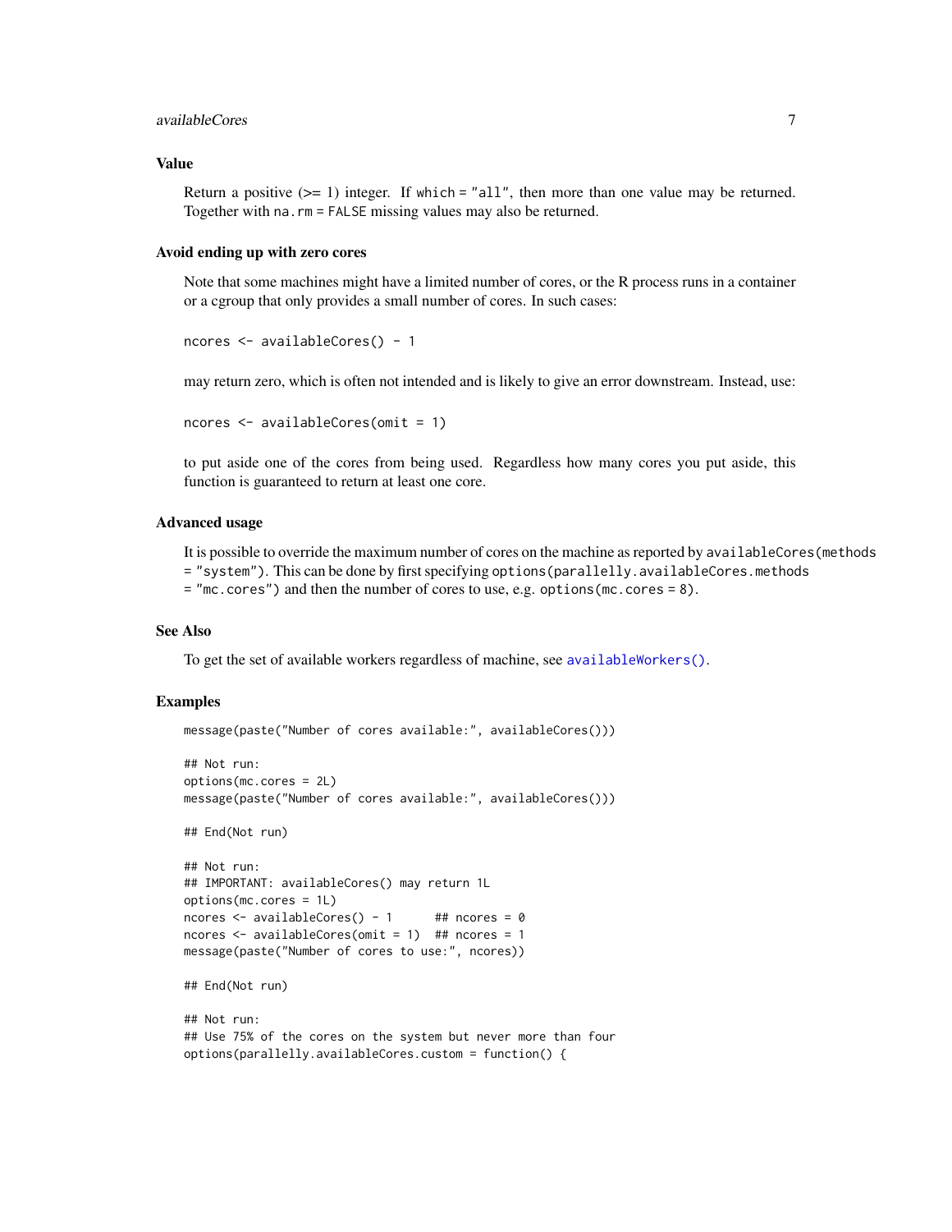### Value

Return a positive (>= 1) integer. If `which = "all"`, then more than one value may be returned. Together with `na.rm = FALSE` missing values may also be returned.

### Avoid ending up with zero cores

Note that some machines might have a limited number of cores, or the R process runs in a container or a cgroup that only provides a small number of cores. In such cases:

```
ncores <- availableCores() - 1
```

may return zero, which is often not intended and is likely to give an error downstream. Instead, use:

```
ncores <- availableCores(omit = 1)
```

to put aside one of the cores from being used. Regardless how many cores you put aside, this function is guaranteed to return at least one core.

### Advanced usage

It is possible to override the maximum number of cores on the machine as reported by `availableCores(methods = "system")`. This can be done by first specifying `options(parallelly.availableCores.methods = "mc.cores")` and then the number of cores to use, e.g. `options(mc.cores = 8)`.

### See Also

To get the set of available workers regardless of machine, see `availableWorkers()`.

### Examples

```
message(paste("Number of cores available:", availableCores()))

## Not run:
options(mc.cores = 2L)
message(paste("Number of cores available:", availableCores()))

## End(Not run)

## Not run:
## IMPORTANT: availableCores() may return 1L
options(mc.cores = 1L)
ncores <- availableCores() - 1      ## ncores = 0
ncores <- availableCores(omit = 1)  ## ncores = 1
message(paste("Number of cores to use:", ncores))

## End(Not run)

## Not run:
## Use 75% of the cores on the system but never more than four
options(parallelly.availableCores.custom = function() {
```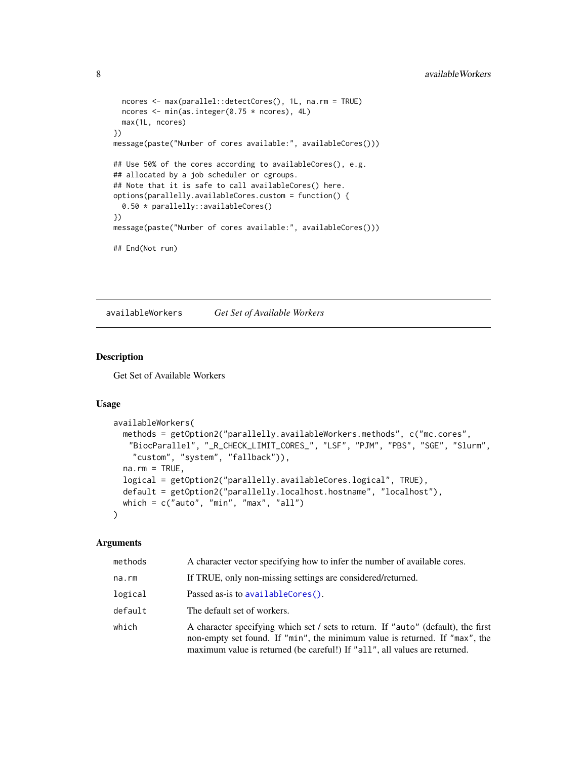```
  ncores <- max(parallel::detectCores(), 1L, na.rm = TRUE)
  ncores <- min(as.integer(0.75 * ncores), 4L)
  max(1L, ncores)
})
message(paste("Number of cores available:", availableCores()))

## Use 50% of the cores according to availableCores(), e.g.
## allocated by a job scheduler or cgroups.
## Note that it is safe to call availableCores() here.
options(parallelly.availableCores.custom = function() {
  0.50 * parallelly::availableCores()
})
message(paste("Number of cores available:", availableCores()))

## End(Not run)
```

---

## availableWorkers *Get Set of Available Workers*

### Description

Get Set of Available Workers

### Usage

```
availableWorkers(
  methods = getOption2("parallelly.availableWorkers.methods", c("mc.cores",
   "BiocParallel", "_R_CHECK_LIMIT_CORES_", "LSF", "PJM", "PBS", "SGE", "Slurm",
    "custom", "system", "fallback")),
  na.rm = TRUE,
  logical = getOption2("parallelly.availableCores.logical", TRUE),
  default = getOption2("parallelly.localhost.hostname", "localhost"),
  which = c("auto", "min", "max", "all")
)
```

### Arguments

| | |
|---|---|
| `methods` | A character vector specifying how to infer the number of available cores. |
| `na.rm` | If TRUE, only non-missing settings are considered/returned. |
| `logical` | Passed as-is to `availableCores()`. |
| `default` | The default set of workers. |
| `which` | A character specifying which set / sets to return. If `"auto"` (default), the first non-empty set found. If `"min"`, the minimum value is returned. If `"max"`, the maximum value is returned (be careful!) If `"all"`, all values are returned. |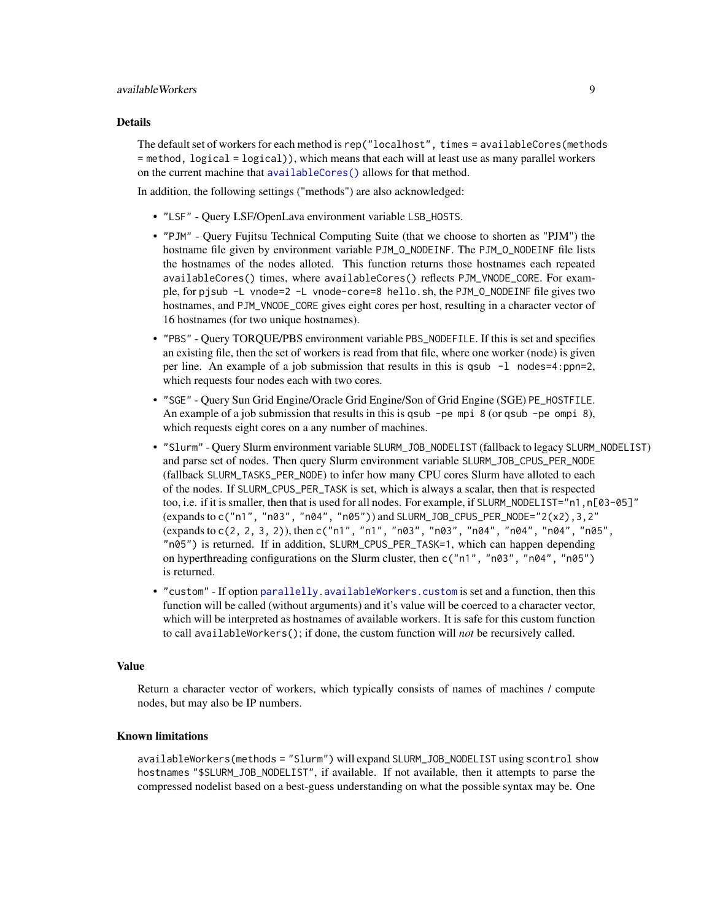### Details

The default set of workers for each method is `rep("localhost", times = availableCores(methods = method, logical = logical))`, which means that each will at least use as many parallel workers on the current machine that `availableCores()` allows for that method.

In addition, the following settings ("methods") are also acknowledged:

- `"LSF"` - Query LSF/OpenLava environment variable `LSB_HOSTS`.
- `"PJM"` - Query Fujitsu Technical Computing Suite (that we choose to shorten as "PJM") the hostname file given by environment variable `PJM_O_NODEINF`. The `PJM_O_NODEINF` file lists the hostnames of the nodes alloted. This function returns those hostnames each repeated `availableCores()` times, where `availableCores()` reflects `PJM_VNODE_CORE`. For example, for `pjsub -L vnode=2 -L vnode-core=8 hello.sh`, the `PJM_O_NODEINF` file gives two hostnames, and `PJM_VNODE_CORE` gives eight cores per host, resulting in a character vector of 16 hostnames (for two unique hostnames).
- `"PBS"` - Query TORQUE/PBS environment variable `PBS_NODEFILE`. If this is set and specifies an existing file, then the set of workers is read from that file, where one worker (node) is given per line. An example of a job submission that results in this is `qsub -l nodes=4:ppn=2`, which requests four nodes each with two cores.
- `"SGE"` - Query Sun Grid Engine/Oracle Grid Engine/Son of Grid Engine (SGE) `PE_HOSTFILE`. An example of a job submission that results in this is `qsub -pe mpi 8` (or `qsub -pe ompi 8`), which requests eight cores on a any number of machines.
- `"Slurm"` - Query Slurm environment variable `SLURM_JOB_NODELIST` (fallback to legacy `SLURM_NODELIST`) and parse set of nodes. Then query Slurm environment variable `SLURM_JOB_CPUS_PER_NODE` (fallback `SLURM_TASKS_PER_NODE`) to infer how many CPU cores Slurm have alloted to each of the nodes. If `SLURM_CPUS_PER_TASK` is set, which is always a scalar, then that is respected too, i.e. if it is smaller, then that is used for all nodes. For example, if `SLURM_NODELIST="n1,n[03-05]"` (expands to `c("n1", "n03", "n04", "n05")`) and `SLURM_JOB_CPUS_PER_NODE="2(x2),3,2"` (expands to `c(2, 2, 3, 2)`), then `c("n1", "n1", "n03", "n03", "n04", "n04", "n04", "n05", "n05")` is returned. If in addition, `SLURM_CPUS_PER_TASK=1`, which can happen depending on hyperthreading configurations on the Slurm cluster, then `c("n1", "n03", "n04", "n05")` is returned.
- `"custom"` - If option `parallelly.availableWorkers.custom` is set and a function, then this function will be called (without arguments) and it's value will be coerced to a character vector, which will be interpreted as hostnames of available workers. It is safe for this custom function to call `availableWorkers()`; if done, the custom function will *not* be recursively called.

### Value

Return a character vector of workers, which typically consists of names of machines / compute nodes, but may also be IP numbers.

### Known limitations

`availableWorkers(methods = "Slurm")` will expand `SLURM_JOB_NODELIST` using `scontrol show hostnames "$SLURM_JOB_NODELIST"`, if available. If not available, then it attempts to parse the compressed nodelist based on a best-guess understanding on what the possible syntax may be. One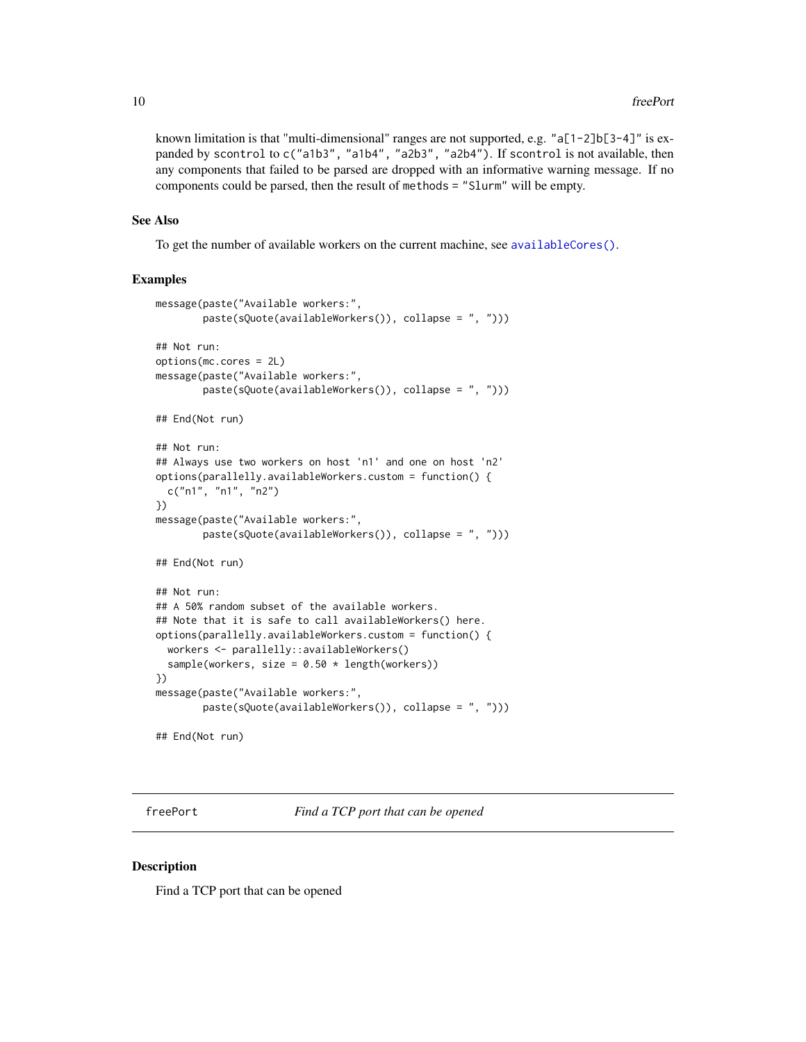known limitation is that "multi-dimensional" ranges are not supported, e.g. "a[1-2]b[3-4]" is expanded by scontrol to c("a1b3", "a1b4", "a2b3", "a2b4"). If scontrol is not available, then any components that failed to be parsed are dropped with an informative warning message. If no components could be parsed, then the result of methods = "Slurm" will be empty.

## See Also

To get the number of available workers on the current machine, see availableCores().

## Examples

```
message(paste("Available workers:",
        paste(sQuote(availableWorkers()), collapse = ", ")))

## Not run:
options(mc.cores = 2L)
message(paste("Available workers:",
        paste(sQuote(availableWorkers()), collapse = ", ")))

## End(Not run)

## Not run:
## Always use two workers on host 'n1' and one on host 'n2'
options(parallelly.availableWorkers.custom = function() {
  c("n1", "n1", "n2")
})
message(paste("Available workers:",
        paste(sQuote(availableWorkers()), collapse = ", ")))

## End(Not run)

## Not run:
## A 50% random subset of the available workers.
## Note that it is safe to call availableWorkers() here.
options(parallelly.availableWorkers.custom = function() {
  workers <- parallelly::availableWorkers()
  sample(workers, size = 0.50 * length(workers))
})
message(paste("Available workers:",
        paste(sQuote(availableWorkers()), collapse = ", ")))

## End(Not run)
```

---

# freePort — *Find a TCP port that can be opened*

## Description

Find a TCP port that can be opened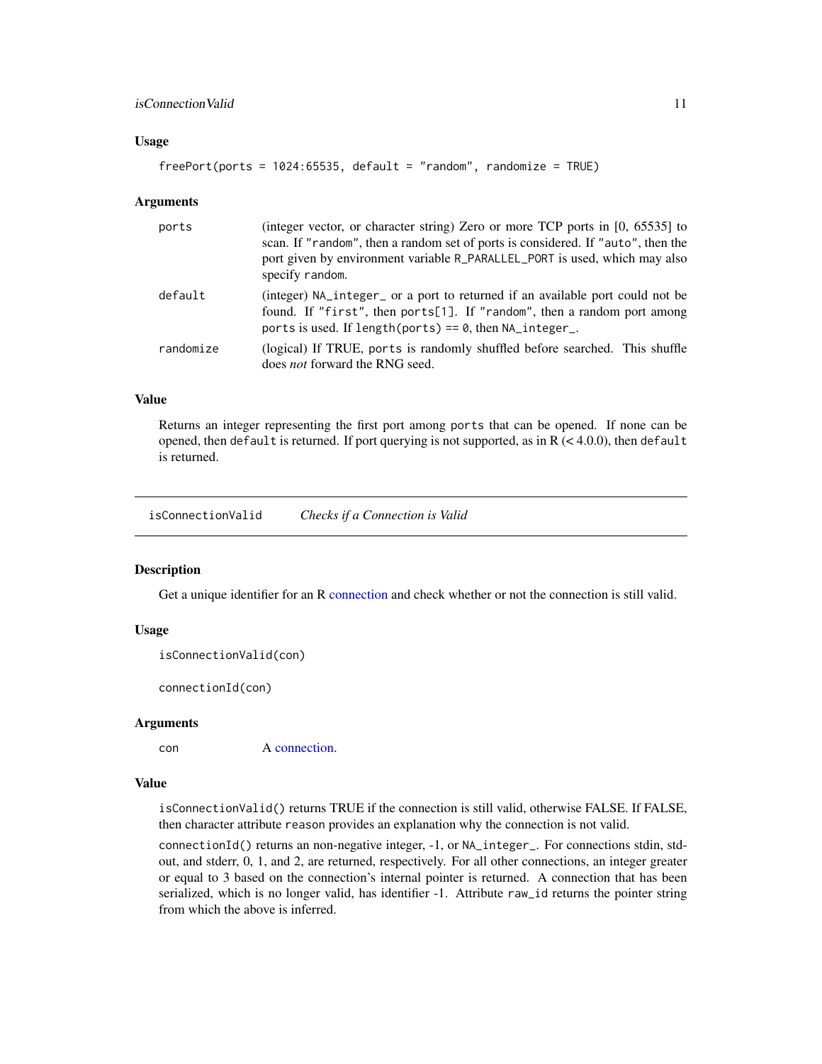### Usage

```
freePort(ports = 1024:65535, default = "random", randomize = TRUE)
```

### Arguments

| | |
|---|---|
| `ports` | (integer vector, or character string) Zero or more TCP ports in [0, 65535] to scan. If `"random"`, then a random set of ports is considered. If `"auto"`, then the port given by environment variable `R_PARALLEL_PORT` is used, which may also specify `random`. |
| `default` | (integer) `NA_integer_` or a port to returned if an available port could not be found. If `"first"`, then `ports[1]`. If `"random"`, then a random port among `ports` is used. If `length(ports) == 0`, then `NA_integer_`. |
| `randomize` | (logical) If TRUE, `ports` is randomly shuffled before searched. This shuffle does *not* forward the RNG seed. |

### Value

Returns an integer representing the first port among `ports` that can be opened. If none can be opened, then `default` is returned. If port querying is not supported, as in R (< 4.0.0), then `default` is returned.

---

## isConnectionValid *Checks if a Connection is Valid*

---

### Description

Get a unique identifier for an R connection and check whether or not the connection is still valid.

### Usage

```
isConnectionValid(con)

connectionId(con)
```

### Arguments

| | |
|---|---|
| `con` | A connection. |

### Value

`isConnectionValid()` returns TRUE if the connection is still valid, otherwise FALSE. If FALSE, then character attribute `reason` provides an explanation why the connection is not valid.

`connectionId()` returns an non-negative integer, -1, or `NA_integer_`. For connections stdin, stdout, and stderr, 0, 1, and 2, are returned, respectively. For all other connections, an integer greater or equal to 3 based on the connection's internal pointer is returned. A connection that has been serialized, which is no longer valid, has identifier -1. Attribute `raw_id` returns the pointer string from which the above is inferred.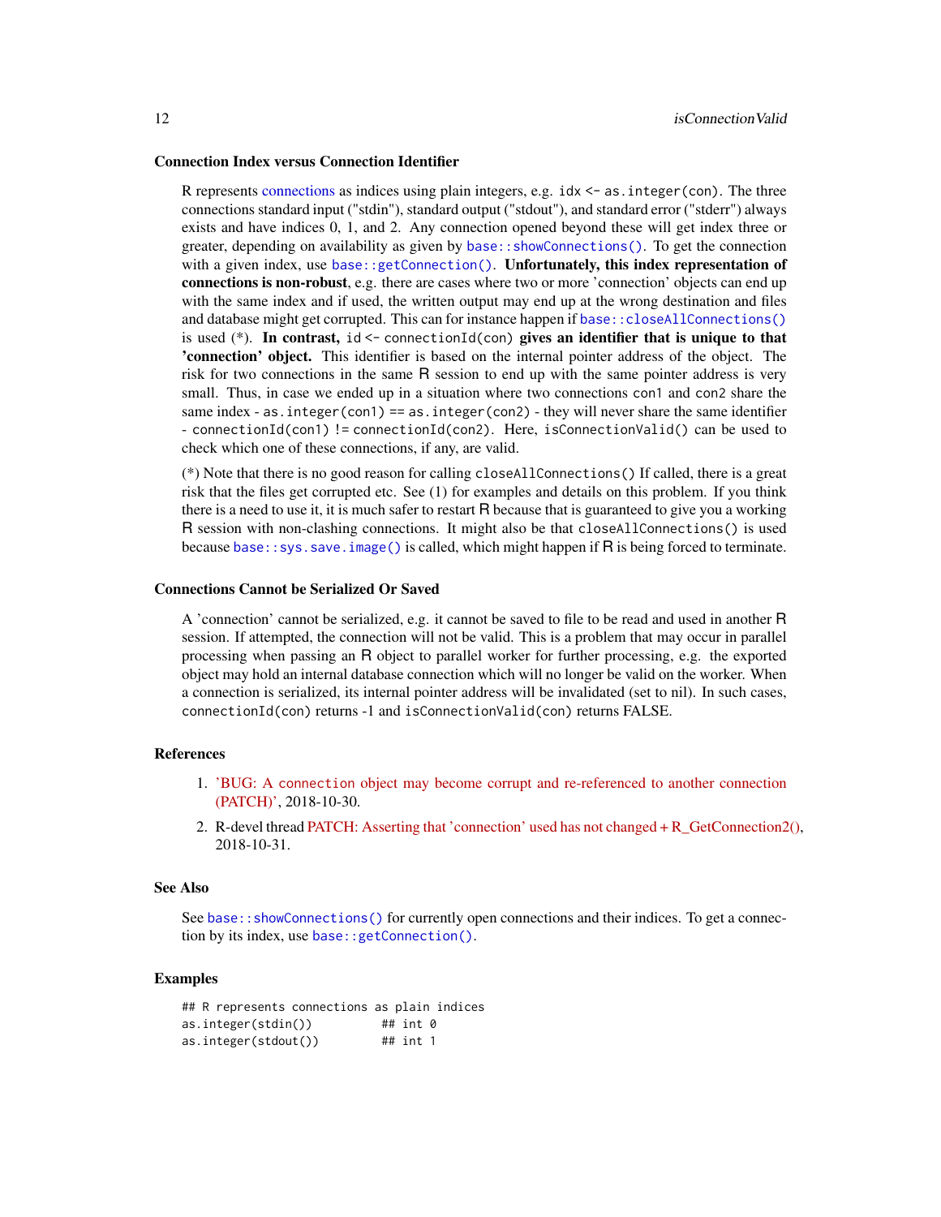### Connection Index versus Connection Identifier

R represents connections as indices using plain integers, e.g. `idx <- as.integer(con)`. The three connections standard input ("stdin"), standard output ("stdout"), and standard error ("stderr") always exists and have indices 0, 1, and 2. Any connection opened beyond these will get index three or greater, depending on availability as given by `base::showConnections()`. To get the connection with a given index, use `base::getConnection()`. **Unfortunately, this index representation of connections is non-robust**, e.g. there are cases where two or more 'connection' objects can end up with the same index and if used, the written output may end up at the wrong destination and files and database might get corrupted. This can for instance happen if `base::closeAllConnections()` is used (*). **In contrast,** `id <- connectionId(con)` **gives an identifier that is unique to that 'connection' object.** This identifier is based on the internal pointer address of the object. The risk for two connections in the same R session to end up with the same pointer address is very small. Thus, in case we ended up in a situation where two connections `con1` and `con2` share the same index - `as.integer(con1) == as.integer(con2)` - they will never share the same identifier - `connectionId(con1) != connectionId(con2)`. Here, `isConnectionValid()` can be used to check which one of these connections, if any, are valid.

(*) Note that there is no good reason for calling `closeAllConnections()` If called, there is a great risk that the files get corrupted etc. See (1) for examples and details on this problem. If you think there is a need to use it, it is much safer to restart R because that is guaranteed to give you a working R session with non-clashing connections. It might also be that `closeAllConnections()` is used because `base::sys.save.image()` is called, which might happen if R is being forced to terminate.

### Connections Cannot be Serialized Or Saved

A 'connection' cannot be serialized, e.g. it cannot be saved to file to be read and used in another R session. If attempted, the connection will not be valid. This is a problem that may occur in parallel processing when passing an R object to parallel worker for further processing, e.g. the exported object may hold an internal database connection which will no longer be valid on the worker. When a connection is serialized, its internal pointer address will be invalidated (set to nil). In such cases, `connectionId(con)` returns -1 and `isConnectionValid(con)` returns FALSE.

### References

1. 'BUG: A `connection` object may become corrupt and re-referenced to another connection (PATCH)', 2018-10-30.
2. R-devel thread PATCH: Asserting that 'connection' used has not changed + R_GetConnection2(), 2018-10-31.

### See Also

See `base::showConnections()` for currently open connections and their indices. To get a connection by its index, use `base::getConnection()`.

### Examples

```
## R represents connections as plain indices
as.integer(stdin())          ## int 0
as.integer(stdout())         ## int 1
```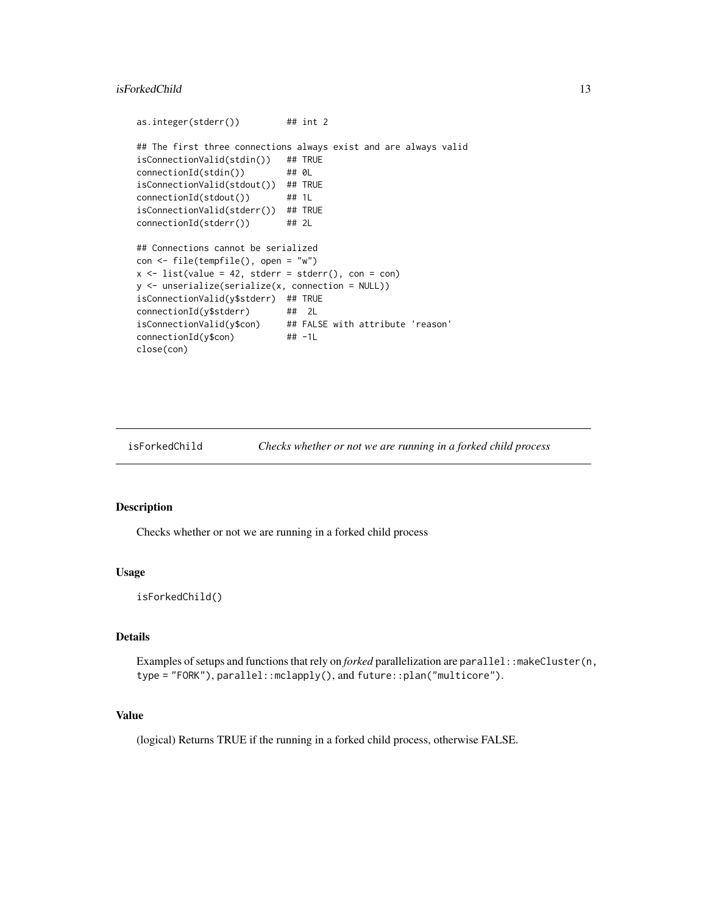```
as.integer(stderr())         ## int 2

## The first three connections always exist and are always valid
isConnectionValid(stdin())   ## TRUE
connectionId(stdin())        ## 0L
isConnectionValid(stdout())  ## TRUE
connectionId(stdout())       ## 1L
isConnectionValid(stderr())  ## TRUE
connectionId(stderr())       ## 2L

## Connections cannot be serialized
con <- file(tempfile(), open = "w")
x <- list(value = 42, stderr = stderr(), con = con)
y <- unserialize(serialize(x, connection = NULL))
isConnectionValid(y$stderr)  ## TRUE
connectionId(y$stderr)       ##  2L
isConnectionValid(y$con)     ## FALSE with attribute 'reason'
connectionId(y$con)          ## -1L
close(con)
```

## isForkedChild — *Checks whether or not we are running in a forked child process*

### Description

Checks whether or not we are running in a forked child process

### Usage

```
isForkedChild()
```

### Details

Examples of setups and functions that rely on *forked* parallelization are `parallel::makeCluster(n, type = "FORK")`, `parallel::mclapply()`, and `future::plan("multicore")`.

### Value

(logical) Returns TRUE if the running in a forked child process, otherwise FALSE.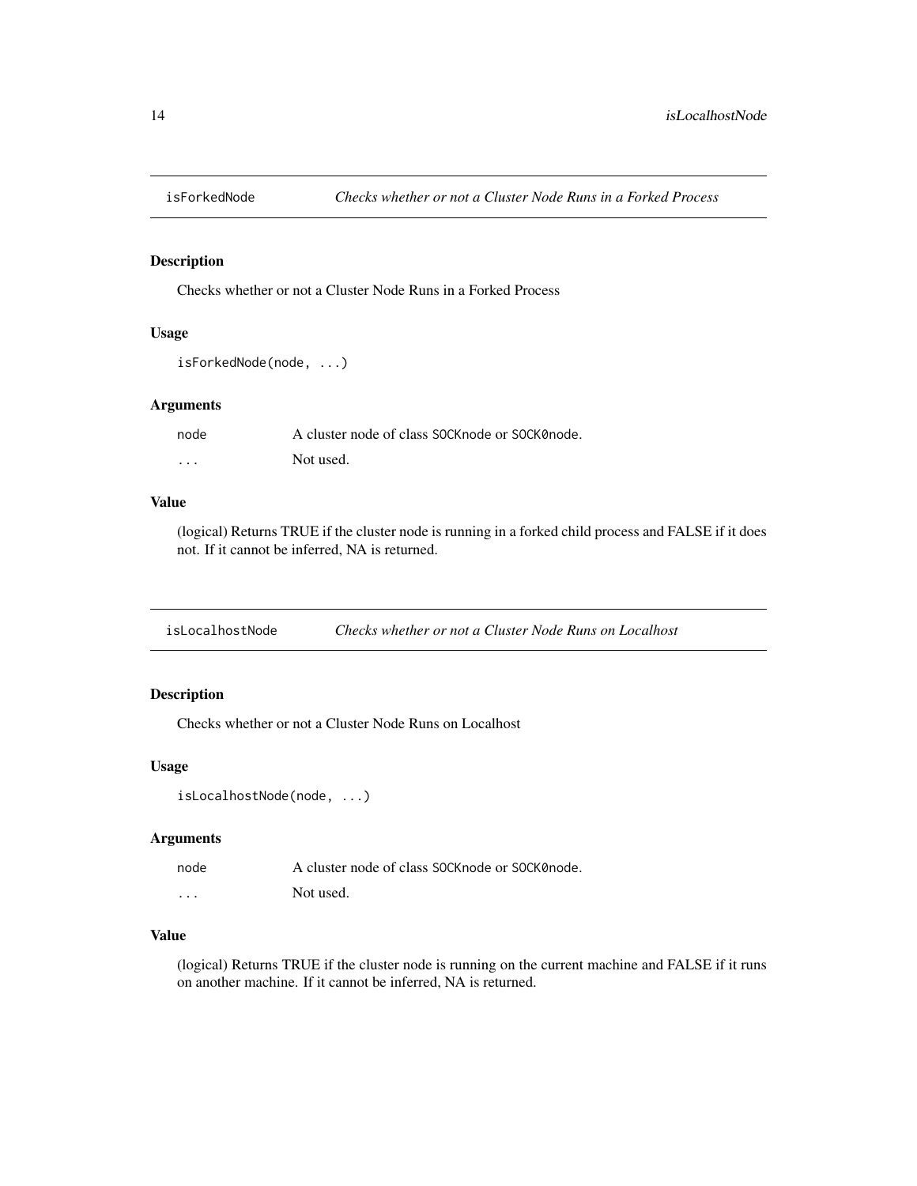## isForkedNode — *Checks whether or not a Cluster Node Runs in a Forked Process*

### Description

Checks whether or not a Cluster Node Runs in a Forked Process

### Usage

```
isForkedNode(node, ...)
```

### Arguments

| | |
|---|---|
| `node` | A cluster node of class `SOCKnode` or `SOCK0node`. |
| `...` | Not used. |

### Value

(logical) Returns TRUE if the cluster node is running in a forked child process and FALSE if it does not. If it cannot be inferred, NA is returned.

## isLocalhostNode — *Checks whether or not a Cluster Node Runs on Localhost*

### Description

Checks whether or not a Cluster Node Runs on Localhost

### Usage

```
isLocalhostNode(node, ...)
```

### Arguments

| | |
|---|---|
| `node` | A cluster node of class `SOCKnode` or `SOCK0node`. |
| `...` | Not used. |

### Value

(logical) Returns TRUE if the cluster node is running on the current machine and FALSE if it runs on another machine. If it cannot be inferred, NA is returned.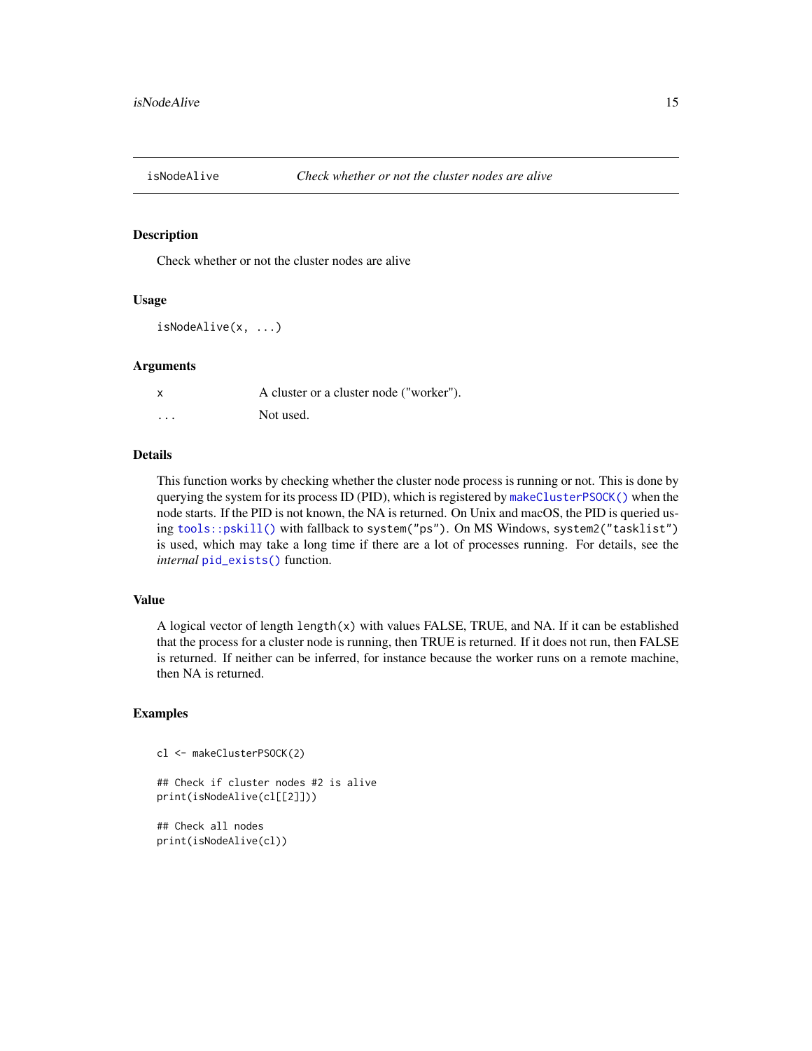## isNodeAlive — *Check whether or not the cluster nodes are alive*

### Description

Check whether or not the cluster nodes are alive

### Usage

```
isNodeAlive(x, ...)
```

### Arguments

| | |
|---|---|
| `x` | A cluster or a cluster node ("worker"). |
| `...` | Not used. |

### Details

This function works by checking whether the cluster node process is running or not. This is done by querying the system for its process ID (PID), which is registered by `makeClusterPSOCK()` when the node starts. If the PID is not known, the NA is returned. On Unix and macOS, the PID is queried using `tools::pskill()` with fallback to `system("ps")`. On MS Windows, `system2("tasklist")` is used, which may take a long time if there are a lot of processes running. For details, see the *internal* `pid_exists()` function.

### Value

A logical vector of length `length(x)` with values FALSE, TRUE, and NA. If it can be established that the process for a cluster node is running, then TRUE is returned. If it does not run, then FALSE is returned. If neither can be inferred, for instance because the worker runs on a remote machine, then NA is returned.

### Examples

```
cl <- makeClusterPSOCK(2)

## Check if cluster nodes #2 is alive
print(isNodeAlive(cl[[2]]))

## Check all nodes
print(isNodeAlive(cl))
```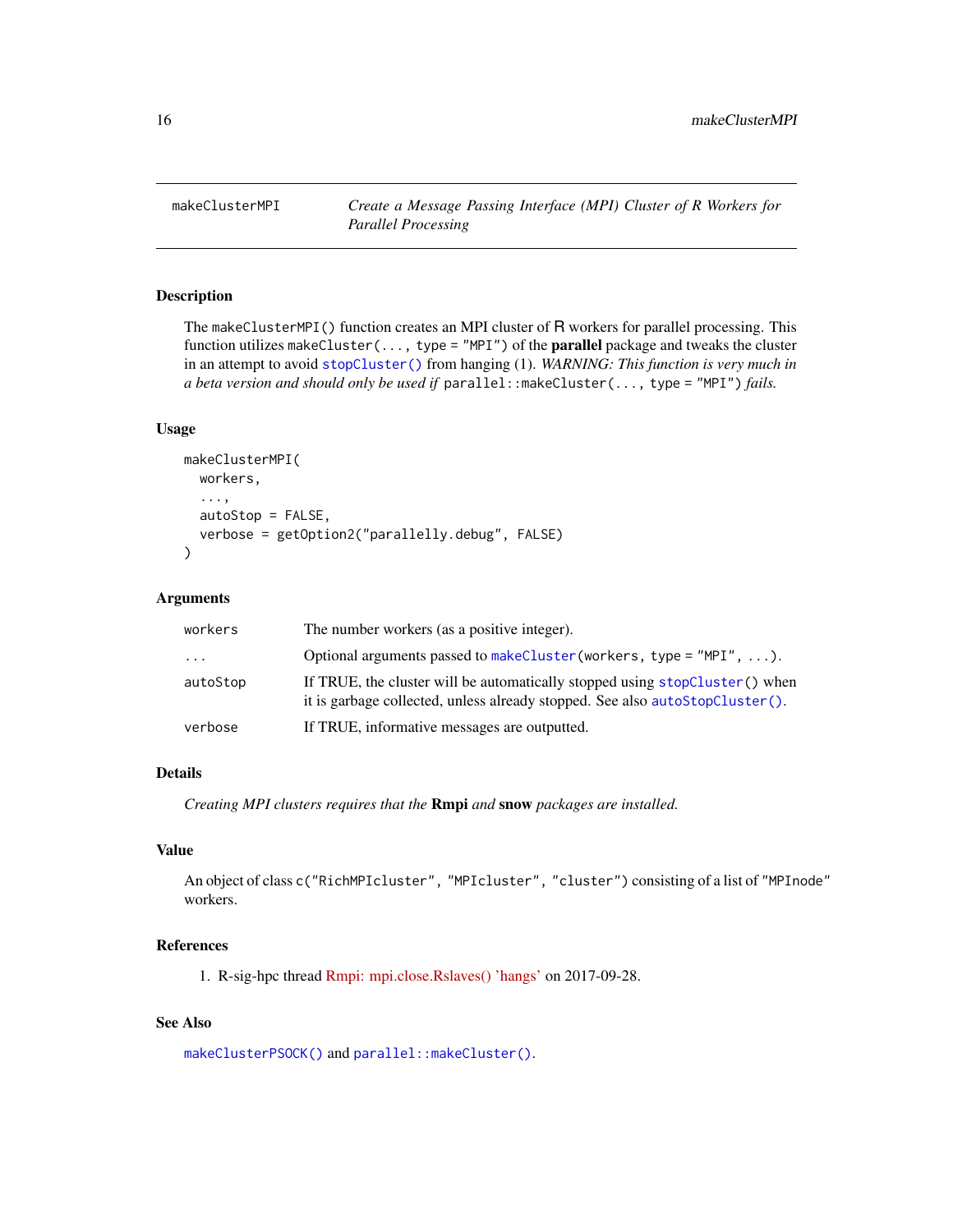# makeClusterMPI — *Create a Message Passing Interface (MPI) Cluster of R Workers for Parallel Processing*

## Description

The `makeClusterMPI()` function creates an MPI cluster of R workers for parallel processing. This function utilizes `makeCluster(..., type = "MPI")` of the **parallel** package and tweaks the cluster in an attempt to avoid `stopCluster()` from hanging (1). *WARNING: This function is very much in a beta version and should only be used if* `parallel::makeCluster(..., type = "MPI")` *fails.*

## Usage

```
makeClusterMPI(
  workers,
  ...,
  autoStop = FALSE,
  verbose = getOption2("parallelly.debug", FALSE)
)
```

## Arguments

| | |
|---|---|
| `workers` | The number workers (as a positive integer). |
| `...` | Optional arguments passed to `makeCluster(workers, type = "MPI", ...)`. |
| `autoStop` | If TRUE, the cluster will be automatically stopped using `stopCluster()` when it is garbage collected, unless already stopped. See also `autoStopCluster()`. |
| `verbose` | If TRUE, informative messages are outputted. |

## Details

*Creating MPI clusters requires that the* **Rmpi** *and* **snow** *packages are installed.*

## Value

An object of class `c("RichMPIcluster", "MPIcluster", "cluster")` consisting of a list of `"MPInode"` workers.

## References

1. R-sig-hpc thread Rmpi: mpi.close.Rslaves() 'hangs' on 2017-09-28.

## See Also

`makeClusterPSOCK()` and `parallel::makeCluster()`.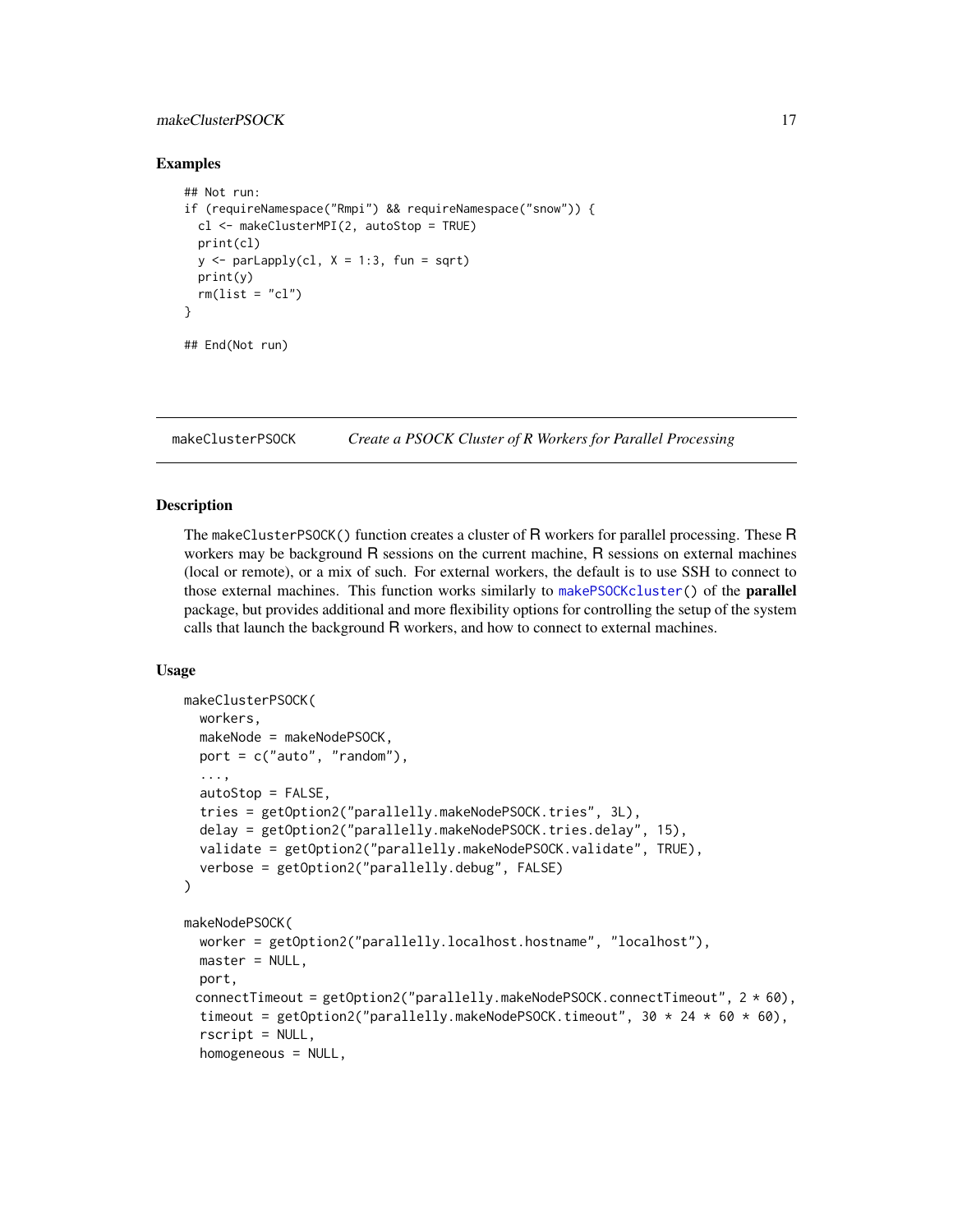### Examples

```
## Not run:
if (requireNamespace("Rmpi") && requireNamespace("snow")) {
  cl <- makeClusterMPI(2, autoStop = TRUE)
  print(cl)
  y <- parLapply(cl, X = 1:3, fun = sqrt)
  print(y)
  rm(list = "cl")
}

## End(Not run)
```

## makeClusterPSOCK — *Create a PSOCK Cluster of R Workers for Parallel Processing*

### Description

The `makeClusterPSOCK()` function creates a cluster of R workers for parallel processing. These R workers may be background R sessions on the current machine, R sessions on external machines (local or remote), or a mix of such. For external workers, the default is to use SSH to connect to those external machines. This function works similarly to `makePSOCKcluster()` of the **parallel** package, but provides additional and more flexibility options for controlling the setup of the system calls that launch the background R workers, and how to connect to external machines.

### Usage

```
makeClusterPSOCK(
  workers,
  makeNode = makeNodePSOCK,
  port = c("auto", "random"),
  ...,
  autoStop = FALSE,
  tries = getOption2("parallelly.makeNodePSOCK.tries", 3L),
  delay = getOption2("parallelly.makeNodePSOCK.tries.delay", 15),
  validate = getOption2("parallelly.makeNodePSOCK.validate", TRUE),
  verbose = getOption2("parallelly.debug", FALSE)
)

makeNodePSOCK(
  worker = getOption2("parallelly.localhost.hostname", "localhost"),
  master = NULL,
  port,
 connectTimeout = getOption2("parallelly.makeNodePSOCK.connectTimeout", 2 * 60),
  timeout = getOption2("parallelly.makeNodePSOCK.timeout", 30 * 24 * 60 * 60),
  rscript = NULL,
  homogeneous = NULL,
```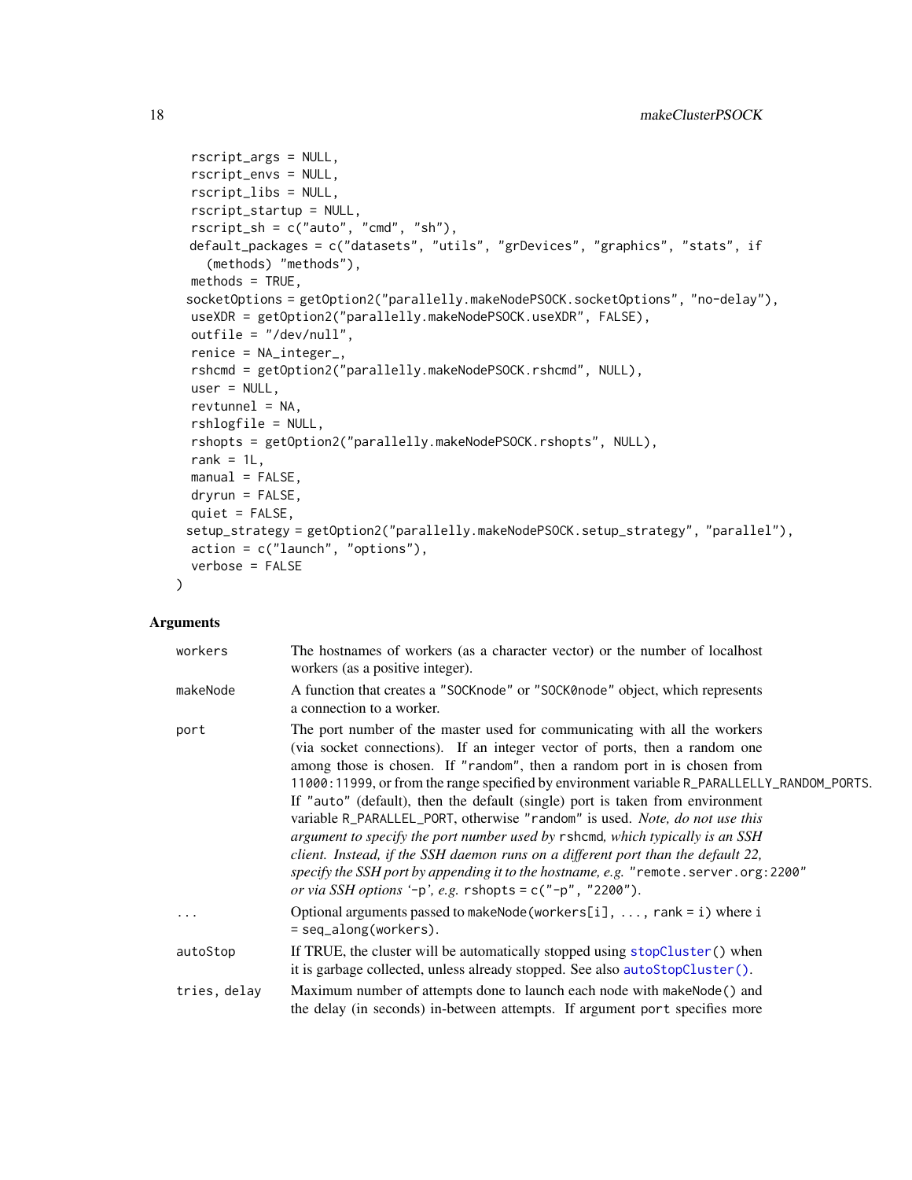```
  rscript_args = NULL,
  rscript_envs = NULL,
  rscript_libs = NULL,
  rscript_startup = NULL,
  rscript_sh = c("auto", "cmd", "sh"),
  default_packages = c("datasets", "utils", "grDevices", "graphics", "stats", if
    (methods) "methods"),
  methods = TRUE,
  socketOptions = getOption2("parallelly.makeNodePSOCK.socketOptions", "no-delay"),
  useXDR = getOption2("parallelly.makeNodePSOCK.useXDR", FALSE),
  outfile = "/dev/null",
  renice = NA_integer_,
  rshcmd = getOption2("parallelly.makeNodePSOCK.rshcmd", NULL),
  user = NULL,
  revtunnel = NA,
  rshlogfile = NULL,
  rshopts = getOption2("parallelly.makeNodePSOCK.rshopts", NULL),
  rank = 1L,
  manual = FALSE,
  dryrun = FALSE,
  quiet = FALSE,
  setup_strategy = getOption2("parallelly.makeNodePSOCK.setup_strategy", "parallel"),
  action = c("launch", "options"),
  verbose = FALSE
)
```

## Arguments

| | |
|---|---|
| `workers` | The hostnames of workers (as a character vector) or the number of localhost workers (as a positive integer). |
| `makeNode` | A function that creates a `"SOCKnode"` or `"SOCK0node"` object, which represents a connection to a worker. |
| `port` | The port number of the master used for communicating with all the workers (via socket connections). If an integer vector of ports, then a random one among those is chosen. If `"random"`, then a random port in is chosen from `11000:11999`, or from the range specified by environment variable `R_PARALLELLY_RANDOM_PORTS`. If `"auto"` (default), then the default (single) port is taken from environment variable `R_PARALLEL_PORT`, otherwise `"random"` is used. *Note, do not use this argument to specify the port number used by* `rshcmd`*, which typically is an SSH client. Instead, if the SSH daemon runs on a different port than the default 22, specify the SSH port by appending it to the hostname, e.g.* `"remote.server.org:2200"` *or via SSH options '*`-p`*', e.g.* `rshopts = c("-p", "2200")`. |
| `...` | Optional arguments passed to `makeNode(workers[i], ..., rank = i)` where `i = seq_along(workers)`. |
| `autoStop` | If TRUE, the cluster will be automatically stopped using `stopCluster()` when it is garbage collected, unless already stopped. See also `autoStopCluster()`. |
| `tries, delay` | Maximum number of attempts done to launch each node with `makeNode()` and the delay (in seconds) in-between attempts. If argument `port` specifies more |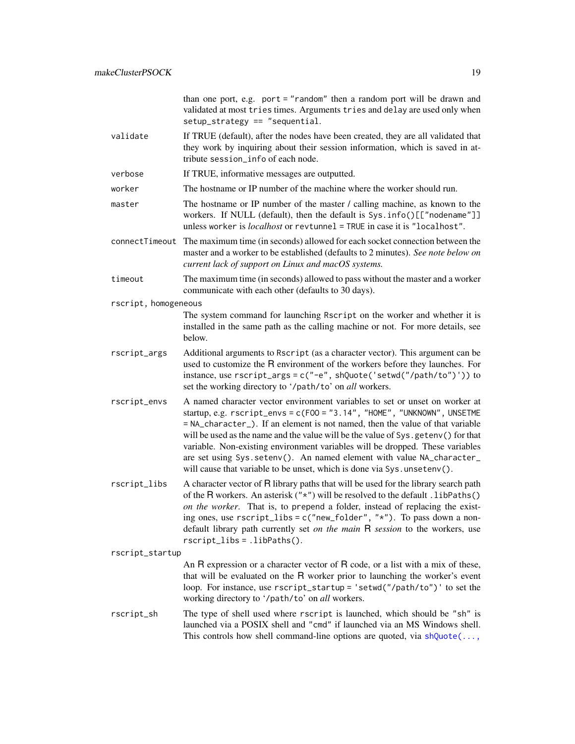than one port, e.g. `port = "random"` then a random port will be drawn and validated at most `tries` times. Arguments `tries` and `delay` are used only when `setup_strategy == "sequential`.

`validate`
: If TRUE (default), after the nodes have been created, they are all validated that they work by inquiring about their session information, which is saved in attribute `session_info` of each node.

`verbose`
: If TRUE, informative messages are outputted.

`worker`
: The hostname or IP number of the machine where the worker should run.

`master`
: The hostname or IP number of the master / calling machine, as known to the workers. If NULL (default), then the default is `Sys.info()[["nodename"]]` unless `worker` is *localhost* or `revtunnel = TRUE` in case it is `"localhost"`.

`connectTimeout`
: The maximum time (in seconds) allowed for each socket connection between the master and a worker to be established (defaults to 2 minutes). *See note below on current lack of support on Linux and macOS systems.*

`timeout`
: The maximum time (in seconds) allowed to pass without the master and a worker communicate with each other (defaults to 30 days).

`rscript, homogeneous`
: The system command for launching `Rscript` on the worker and whether it is installed in the same path as the calling machine or not. For more details, see below.

`rscript_args`
: Additional arguments to `Rscript` (as a character vector). This argument can be used to customize the R environment of the workers before they launches. For instance, use `rscript_args = c("-e", shQuote('setwd("/path/to")'))` to set the working directory to '`/path/to`' on *all* workers.

`rscript_envs`
: A named character vector environment variables to set or unset on worker at startup, e.g. `rscript_envs = c(FOO = "3.14", "HOME", "UNKNOWN", UNSETME = NA_character_)`. If an element is not named, then the value of that variable will be used as the name and the value will be the value of `Sys.getenv()` for that variable. Non-existing environment variables will be dropped. These variables are set using `Sys.setenv()`. An named element with value `NA_character_` will cause that variable to be unset, which is done via `Sys.unsetenv()`.

`rscript_libs`
: A character vector of R library paths that will be used for the library search path of the R workers. An asterisk (`"*"`) will be resolved to the default `.libPaths()` *on the worker*. That is, to prepend a folder, instead of replacing the existing ones, use `rscript_libs = c("new_folder", "*")`. To pass down a non-default library path currently set *on the main* R *session* to the workers, use `rscript_libs = .libPaths()`.

`rscript_startup`
: An R expression or a character vector of R code, or a list with a mix of these, that will be evaluated on the R worker prior to launching the worker's event loop. For instance, use `rscript_startup = 'setwd("/path/to")'` to set the working directory to '`/path/to`' on *all* workers.

`rscript_sh`
: The type of shell used where `rscript` is launched, which should be `"sh"` is launched via a POSIX shell and `"cmd"` if launched via an MS Windows shell. This controls how shell command-line options are quoted, via `shQuote(...,`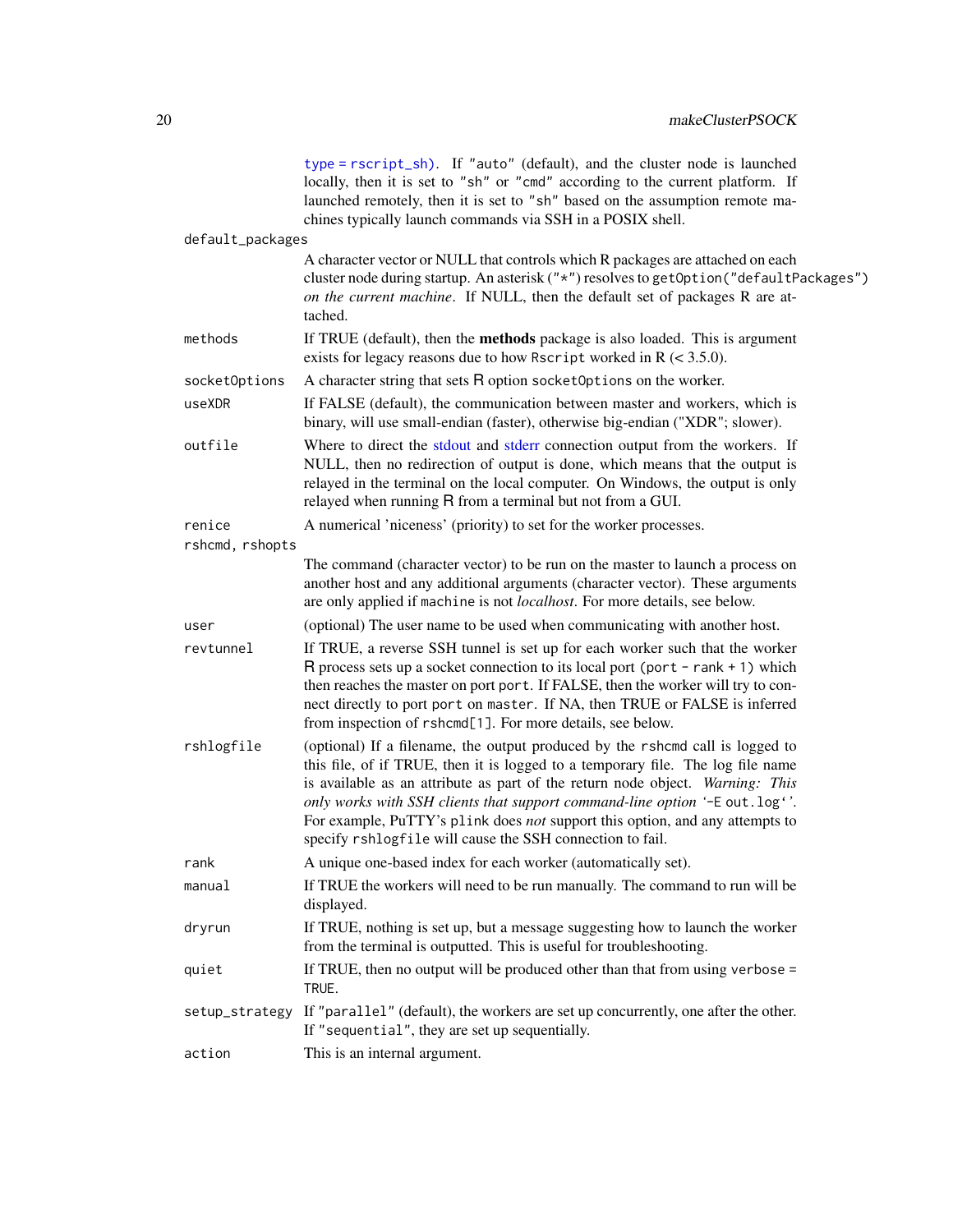`type = rscript_sh)`. If `"auto"` (default), and the cluster node is launched locally, then it is set to `"sh"` or `"cmd"` according to the current platform. If launched remotely, then it is set to `"sh"` based on the assumption remote machines typically launch commands via SSH in a POSIX shell.

`default_packages`
: A character vector or NULL that controls which R packages are attached on each cluster node during startup. An asterisk (`"*"`) resolves to `getOption("defaultPackages")` *on the current machine*. If NULL, then the default set of packages R are attached.

`methods`
: If TRUE (default), then the **methods** package is also loaded. This is argument exists for legacy reasons due to how `Rscript` worked in R (< 3.5.0).

`socketOptions`
: A character string that sets R option `socketOptions` on the worker.

`useXDR`
: If FALSE (default), the communication between master and workers, which is binary, will use small-endian (faster), otherwise big-endian ("XDR"; slower).

`outfile`
: Where to direct the stdout and stderr connection output from the workers. If NULL, then no redirection of output is done, which means that the output is relayed in the terminal on the local computer. On Windows, the output is only relayed when running R from a terminal but not from a GUI.

`renice`
: A numerical 'niceness' (priority) to set for the worker processes.

`rshcmd, rshopts`
: The command (character vector) to be run on the master to launch a process on another host and any additional arguments (character vector). These arguments are only applied if `machine` is not *localhost*. For more details, see below.

`user`
: (optional) The user name to be used when communicating with another host.

`revtunnel`
: If TRUE, a reverse SSH tunnel is set up for each worker such that the worker R process sets up a socket connection to its local port (`port - rank + 1`) which then reaches the master on port `port`. If FALSE, then the worker will try to connect directly to port `port` on `master`. If NA, then TRUE or FALSE is inferred from inspection of `rshcmd[1]`. For more details, see below.

`rshlogfile`
: (optional) If a filename, the output produced by the `rshcmd` call is logged to this file, of if TRUE, then it is logged to a temporary file. The log file name is available as an attribute as part of the return node object. *Warning: This only works with SSH clients that support command-line option* '`-E out.log`'. For example, PuTTY's `plink` does *not* support this option, and any attempts to specify `rshlogfile` will cause the SSH connection to fail.

`rank`
: A unique one-based index for each worker (automatically set).

`manual`
: If TRUE the workers will need to be run manually. The command to run will be displayed.

`dryrun`
: If TRUE, nothing is set up, but a message suggesting how to launch the worker from the terminal is outputted. This is useful for troubleshooting.

`quiet`
: If TRUE, then no output will be produced other than that from using `verbose = TRUE`.

`setup_strategy`
: If `"parallel"` (default), the workers are set up concurrently, one after the other. If `"sequential"`, they are set up sequentially.

`action`
: This is an internal argument.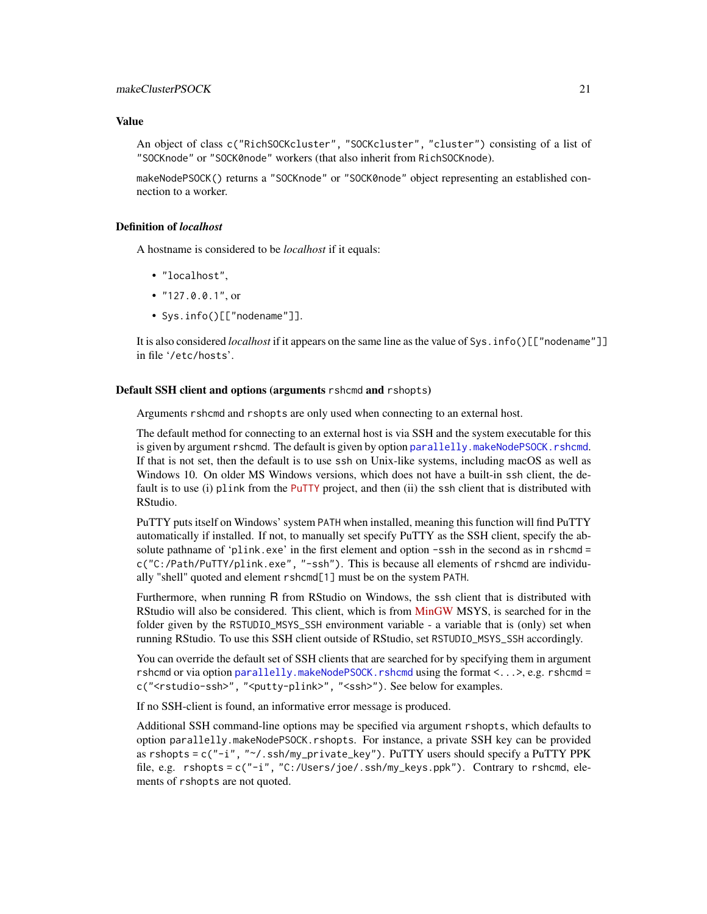## Value

An object of class `c("RichSOCKcluster", "SOCKcluster", "cluster")` consisting of a list of `"SOCKnode"` or `"SOCK0node"` workers (that also inherit from `RichSOCKnode`).

`makeNodePSOCK()` returns a `"SOCKnode"` or `"SOCK0node"` object representing an established connection to a worker.

## Definition of *localhost*

A hostname is considered to be *localhost* if it equals:

- `"localhost"`,
- `"127.0.0.1"`, or
- `Sys.info()[["nodename"]]`.

It is also considered *localhost* if it appears on the same line as the value of `Sys.info()[["nodename"]]` in file '`/etc/hosts`'.

## Default SSH client and options (arguments `rshcmd` and `rshopts`)

Arguments `rshcmd` and `rshopts` are only used when connecting to an external host.

The default method for connecting to an external host is via SSH and the system executable for this is given by argument `rshcmd`. The default is given by option `parallelly.makeNodePSOCK.rshcmd`. If that is not set, then the default is to use `ssh` on Unix-like systems, including macOS as well as Windows 10. On older MS Windows versions, which does not have a built-in `ssh` client, the default is to use (i) `plink` from the `PuTTY` project, and then (ii) the `ssh` client that is distributed with RStudio.

PuTTY puts itself on Windows' system `PATH` when installed, meaning this function will find PuTTY automatically if installed. If not, to manually set specify PuTTY as the SSH client, specify the absolute pathname of '`plink.exe`' in the first element and option `-ssh` in the second as in `rshcmd = c("C:/Path/PuTTY/plink.exe", "-ssh")`. This is because all elements of `rshcmd` are individually "shell" quoted and element `rshcmd[1]` must be on the system `PATH`.

Furthermore, when running R from RStudio on Windows, the `ssh` client that is distributed with RStudio will also be considered. This client, which is from MinGW MSYS, is searched for in the folder given by the `RSTUDIO_MSYS_SSH` environment variable - a variable that is (only) set when running RStudio. To use this SSH client outside of RStudio, set `RSTUDIO_MSYS_SSH` accordingly.

You can override the default set of SSH clients that are searched for by specifying them in argument `rshcmd` or via option `parallelly.makeNodePSOCK.rshcmd` using the format `<...>`, e.g. `rshcmd = c("<rstudio-ssh>", "<putty-plink>", "<ssh>")`. See below for examples.

If no SSH-client is found, an informative error message is produced.

Additional SSH command-line options may be specified via argument `rshopts`, which defaults to option `parallelly.makeNodePSOCK.rshopts`. For instance, a private SSH key can be provided as `rshopts = c("-i", "~/.ssh/my_private_key")`. PuTTY users should specify a PuTTY PPK file, e.g. `rshopts = c("-i", "C:/Users/joe/.ssh/my_keys.ppk")`. Contrary to `rshcmd`, elements of `rshopts` are not quoted.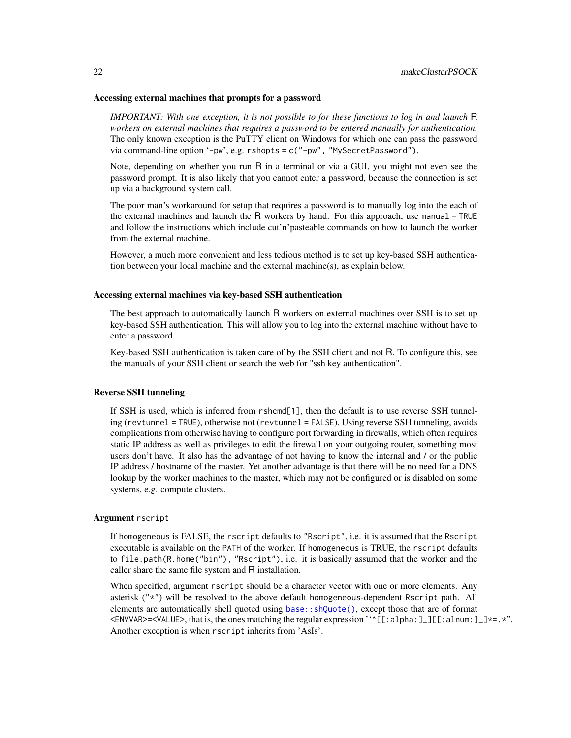### Accessing external machines that prompts for a password

*IMPORTANT: With one exception, it is not possible to for these functions to log in and launch R workers on external machines that requires a password to be entered manually for authentication.* The only known exception is the PuTTY client on Windows for which one can pass the password via command-line option `-pw`, e.g. `rshopts = c("-pw", "MySecretPassword")`.

Note, depending on whether you run R in a terminal or via a GUI, you might not even see the password prompt. It is also likely that you cannot enter a password, because the connection is set up via a background system call.

The poor man's workaround for setup that requires a password is to manually log into the each of the external machines and launch the R workers by hand. For this approach, use `manual = TRUE` and follow the instructions which include cut'n'pasteable commands on how to launch the worker from the external machine.

However, a much more convenient and less tedious method is to set up key-based SSH authentication between your local machine and the external machine(s), as explain below.

### Accessing external machines via key-based SSH authentication

The best approach to automatically launch R workers on external machines over SSH is to set up key-based SSH authentication. This will allow you to log into the external machine without have to enter a password.

Key-based SSH authentication is taken care of by the SSH client and not R. To configure this, see the manuals of your SSH client or search the web for "ssh key authentication".

### Reverse SSH tunneling

If SSH is used, which is inferred from `rshcmd[1]`, then the default is to use reverse SSH tunneling (`revtunnel = TRUE`), otherwise not (`revtunnel = FALSE`). Using reverse SSH tunneling, avoids complications from otherwise having to configure port forwarding in firewalls, which often requires static IP address as well as privileges to edit the firewall on your outgoing router, something most users don't have. It also has the advantage of not having to know the internal and / or the public IP address / hostname of the master. Yet another advantage is that there will be no need for a DNS lookup by the worker machines to the master, which may not be configured or is disabled on some systems, e.g. compute clusters.

### Argument `rscript`

If `homogeneous` is FALSE, the `rscript` defaults to `"Rscript"`, i.e. it is assumed that the `Rscript` executable is available on the `PATH` of the worker. If `homogeneous` is TRUE, the `rscript` defaults to `file.path(R.home("bin"), "Rscript")`, i.e. it is basically assumed that the worker and the caller share the same file system and R installation.

When specified, argument `rscript` should be a character vector with one or more elements. Any asterisk (`"*"`) will be resolved to the above default `homogeneous`-dependent `Rscript` path. All elements are automatically shell quoted using `base::shQuote()`, except those that are of format `<ENVVAR>=<VALUE>`, that is, the ones matching the regular expression '`^[[:alpha:]_][[:alnum:]_]*=.*`'. Another exception is when `rscript` inherits from 'AsIs'.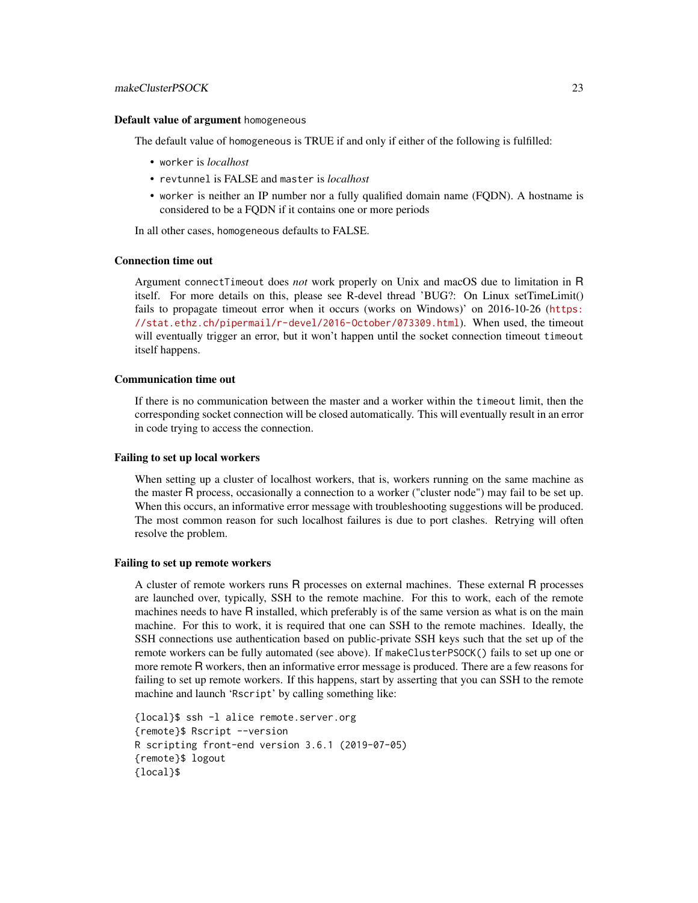### Default value of argument `homogeneous`

The default value of `homogeneous` is TRUE if and only if either of the following is fulfilled:

- `worker` is *localhost*
- `revtunnel` is FALSE and `master` is *localhost*
- `worker` is neither an IP number nor a fully qualified domain name (FQDN). A hostname is considered to be a FQDN if it contains one or more periods

In all other cases, `homogeneous` defaults to FALSE.

### Connection time out

Argument `connectTimeout` does *not* work properly on Unix and macOS due to limitation in R itself. For more details on this, please see R-devel thread 'BUG?: On Linux setTimeLimit() fails to propagate timeout error when it occurs (works on Windows)' on 2016-10-26 (https://stat.ethz.ch/pipermail/r-devel/2016-October/073309.html). When used, the timeout will eventually trigger an error, but it won't happen until the socket connection timeout `timeout` itself happens.

### Communication time out

If there is no communication between the master and a worker within the `timeout` limit, then the corresponding socket connection will be closed automatically. This will eventually result in an error in code trying to access the connection.

### Failing to set up local workers

When setting up a cluster of localhost workers, that is, workers running on the same machine as the master R process, occasionally a connection to a worker ("cluster node") may fail to be set up. When this occurs, an informative error message with troubleshooting suggestions will be produced. The most common reason for such localhost failures is due to port clashes. Retrying will often resolve the problem.

### Failing to set up remote workers

A cluster of remote workers runs R processes on external machines. These external R processes are launched over, typically, SSH to the remote machine. For this to work, each of the remote machines needs to have R installed, which preferably is of the same version as what is on the main machine. For this to work, it is required that one can SSH to the remote machines. Ideally, the SSH connections use authentication based on public-private SSH keys such that the set up of the remote workers can be fully automated (see above). If `makeClusterPSOCK()` fails to set up one or more remote R workers, then an informative error message is produced. There are a few reasons for failing to set up remote workers. If this happens, start by asserting that you can SSH to the remote machine and launch 'Rscript' by calling something like:

```
{local}$ ssh -l alice remote.server.org
{remote}$ Rscript --version
R scripting front-end version 3.6.1 (2019-07-05)
{remote}$ logout
{local}$
```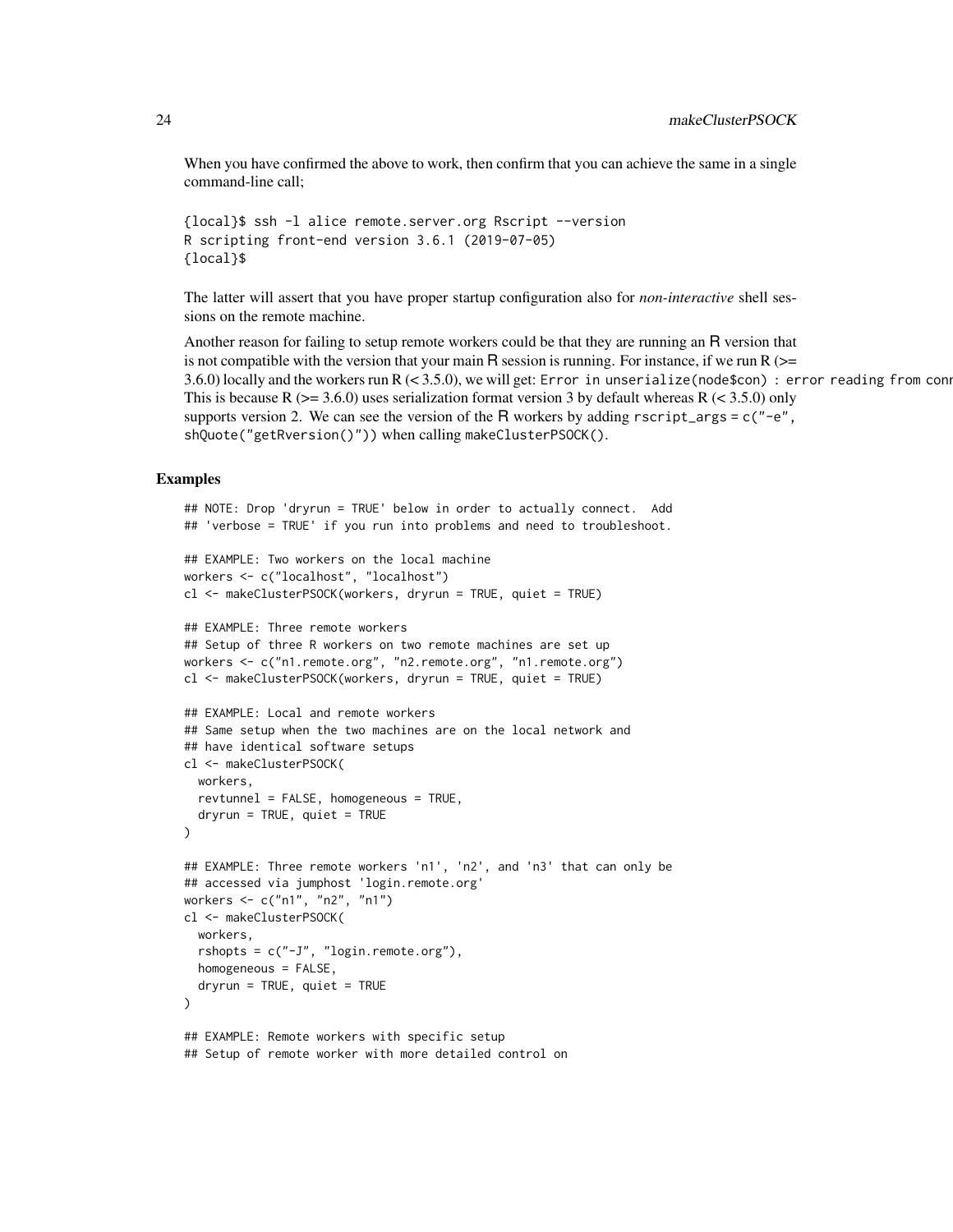When you have confirmed the above to work, then confirm that you can achieve the same in a single command-line call;

```
{local}$ ssh -l alice remote.server.org Rscript --version
R scripting front-end version 3.6.1 (2019-07-05)
{local}$
```

The latter will assert that you have proper startup configuration also for *non-interactive* shell sessions on the remote machine.

Another reason for failing to setup remote workers could be that they are running an R version that is not compatible with the version that your main R session is running. For instance, if we run R (>= 3.6.0) locally and the workers run R (< 3.5.0), we will get: `Error in unserialize(node$con) : error reading from conn` This is because R (>= 3.6.0) uses serialization format version 3 by default whereas R (< 3.5.0) only supports version 2. We can see the version of the R workers by adding `rscript_args = c("-e", shQuote("getRversion()"))` when calling `makeClusterPSOCK()`.

## Examples

```
## NOTE: Drop 'dryrun = TRUE' below in order to actually connect.  Add
## 'verbose = TRUE' if you run into problems and need to troubleshoot.

## EXAMPLE: Two workers on the local machine
workers <- c("localhost", "localhost")
cl <- makeClusterPSOCK(workers, dryrun = TRUE, quiet = TRUE)

## EXAMPLE: Three remote workers
## Setup of three R workers on two remote machines are set up
workers <- c("n1.remote.org", "n2.remote.org", "n1.remote.org")
cl <- makeClusterPSOCK(workers, dryrun = TRUE, quiet = TRUE)

## EXAMPLE: Local and remote workers
## Same setup when the two machines are on the local network and
## have identical software setups
cl <- makeClusterPSOCK(
  workers,
  revtunnel = FALSE, homogeneous = TRUE,
  dryrun = TRUE, quiet = TRUE
)

## EXAMPLE: Three remote workers 'n1', 'n2', and 'n3' that can only be
## accessed via jumphost 'login.remote.org'
workers <- c("n1", "n2", "n1")
cl <- makeClusterPSOCK(
  workers,
  rshopts = c("-J", "login.remote.org"),
  homogeneous = FALSE,
  dryrun = TRUE, quiet = TRUE
)

## EXAMPLE: Remote workers with specific setup
## Setup of remote worker with more detailed control on
```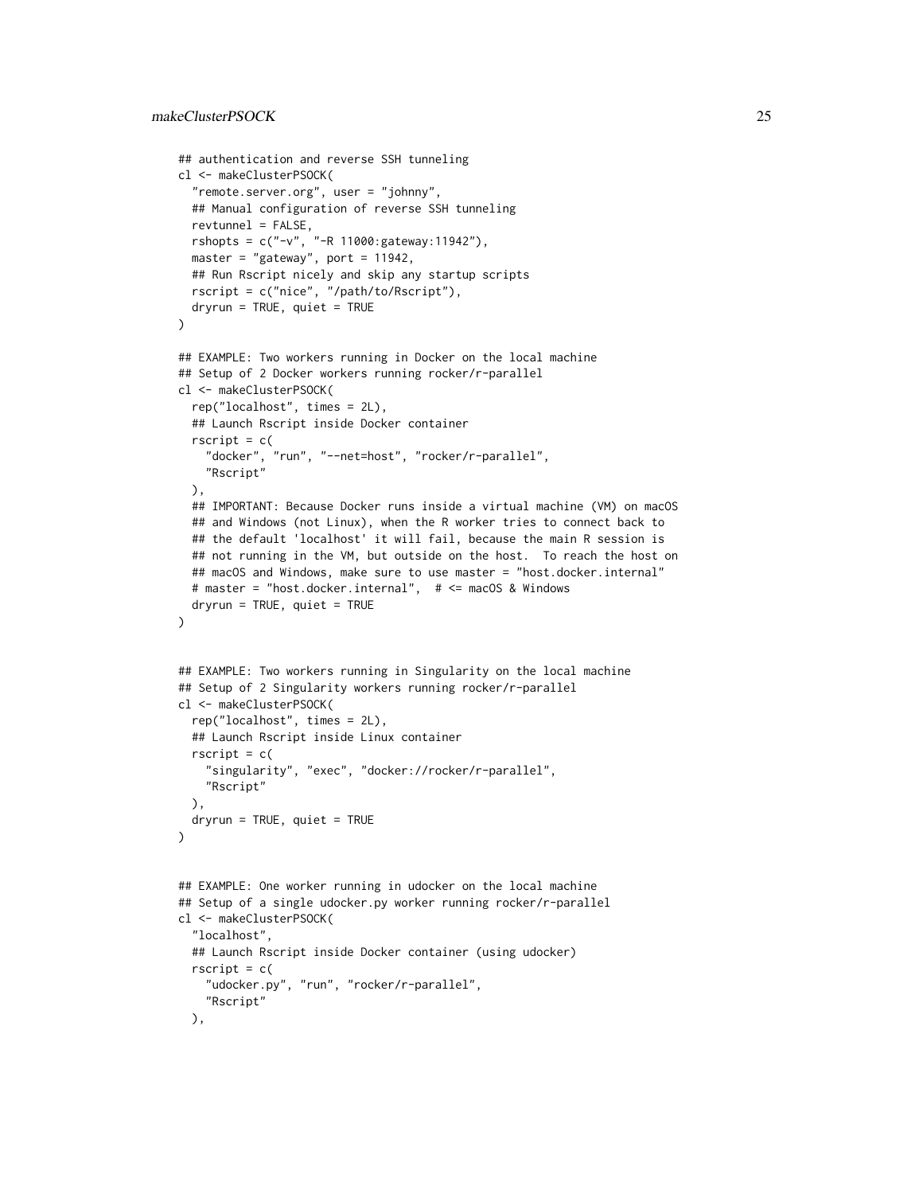```r
## authentication and reverse SSH tunneling
cl <- makeClusterPSOCK(
  "remote.server.org", user = "johnny",
  ## Manual configuration of reverse SSH tunneling
  revtunnel = FALSE,
  rshopts = c("-v", "-R 11000:gateway:11942"),
  master = "gateway", port = 11942,
  ## Run Rscript nicely and skip any startup scripts
  rscript = c("nice", "/path/to/Rscript"),
  dryrun = TRUE, quiet = TRUE
)

## EXAMPLE: Two workers running in Docker on the local machine
## Setup of 2 Docker workers running rocker/r-parallel
cl <- makeClusterPSOCK(
  rep("localhost", times = 2L),
  ## Launch Rscript inside Docker container
  rscript = c(
    "docker", "run", "--net=host", "rocker/r-parallel",
    "Rscript"
  ),
  ## IMPORTANT: Because Docker runs inside a virtual machine (VM) on macOS
  ## and Windows (not Linux), when the R worker tries to connect back to
  ## the default 'localhost' it will fail, because the main R session is
  ## not running in the VM, but outside on the host.  To reach the host on
  ## macOS and Windows, make sure to use master = "host.docker.internal"
  # master = "host.docker.internal",  # <= macOS & Windows
  dryrun = TRUE, quiet = TRUE
)


## EXAMPLE: Two workers running in Singularity on the local machine
## Setup of 2 Singularity workers running rocker/r-parallel
cl <- makeClusterPSOCK(
  rep("localhost", times = 2L),
  ## Launch Rscript inside Linux container
  rscript = c(
    "singularity", "exec", "docker://rocker/r-parallel",
    "Rscript"
  ),
  dryrun = TRUE, quiet = TRUE
)


## EXAMPLE: One worker running in udocker on the local machine
## Setup of a single udocker.py worker running rocker/r-parallel
cl <- makeClusterPSOCK(
  "localhost",
  ## Launch Rscript inside Docker container (using udocker)
  rscript = c(
    "udocker.py", "run", "rocker/r-parallel",
    "Rscript"
  ),
```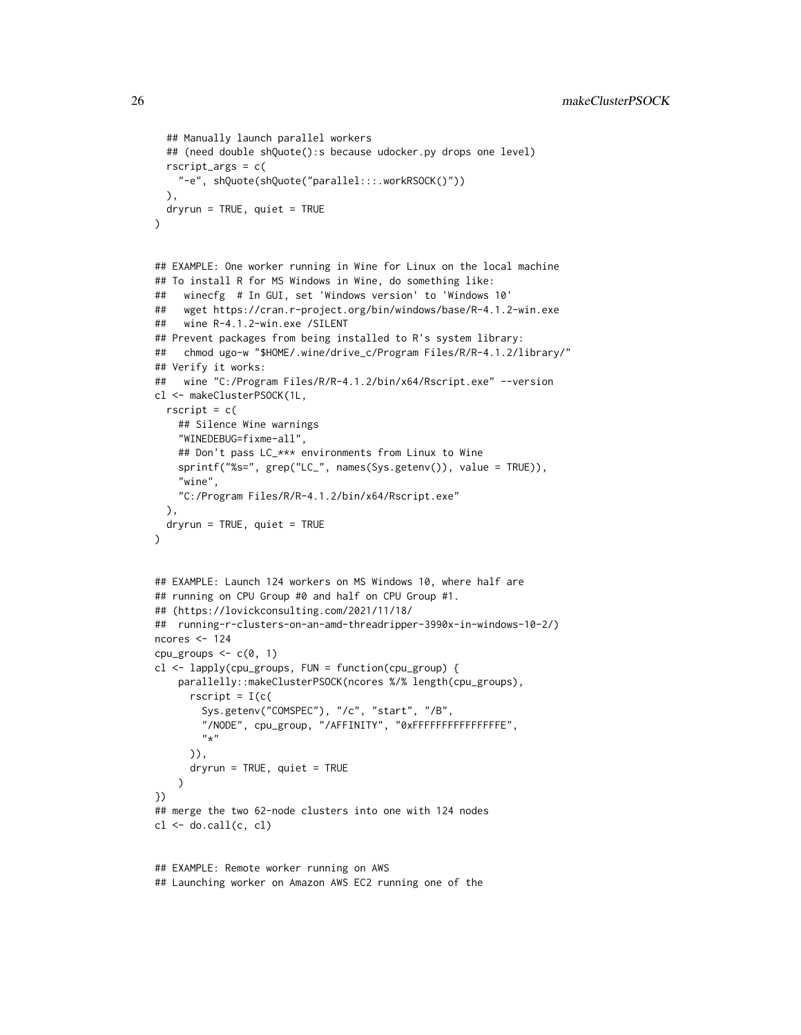```
  ## Manually launch parallel workers
  ## (need double shQuote():s because udocker.py drops one level)
  rscript_args = c(
    "-e", shQuote(shQuote("parallel:::.workRSOCK()"))
  ),
  dryrun = TRUE, quiet = TRUE
)


## EXAMPLE: One worker running in Wine for Linux on the local machine
## To install R for MS Windows in Wine, do something like:
##   winecfg  # In GUI, set 'Windows version' to 'Windows 10'
##   wget https://cran.r-project.org/bin/windows/base/R-4.1.2-win.exe
##   wine R-4.1.2-win.exe /SILENT
## Prevent packages from being installed to R's system library:
##   chmod ugo-w "$HOME/.wine/drive_c/Program Files/R/R-4.1.2/library/"
## Verify it works:
##   wine "C:/Program Files/R/R-4.1.2/bin/x64/Rscript.exe" --version
cl <- makeClusterPSOCK(1L,
  rscript = c(
    ## Silence Wine warnings
    "WINEDEBUG=fixme-all",
    ## Don't pass LC_*** environments from Linux to Wine
    sprintf("%s=", grep("LC_", names(Sys.getenv()), value = TRUE)),
    "wine",
    "C:/Program Files/R/R-4.1.2/bin/x64/Rscript.exe"
  ),
  dryrun = TRUE, quiet = TRUE
)


## EXAMPLE: Launch 124 workers on MS Windows 10, where half are
## running on CPU Group #0 and half on CPU Group #1.
## (https://lovickconsulting.com/2021/11/18/
##  running-r-clusters-on-an-amd-threadripper-3990x-in-windows-10-2/)
ncores <- 124
cpu_groups <- c(0, 1)
cl <- lapply(cpu_groups, FUN = function(cpu_group) {
    parallelly::makeClusterPSOCK(ncores %/% length(cpu_groups),
      rscript = I(c(
        Sys.getenv("COMSPEC"), "/c", "start", "/B",
        "/NODE", cpu_group, "/AFFINITY", "0xFFFFFFFFFFFFFFFE",
        "*"
      )),
      dryrun = TRUE, quiet = TRUE
    )
})
## merge the two 62-node clusters into one with 124 nodes
cl <- do.call(c, cl)


## EXAMPLE: Remote worker running on AWS
## Launching worker on Amazon AWS EC2 running one of the
```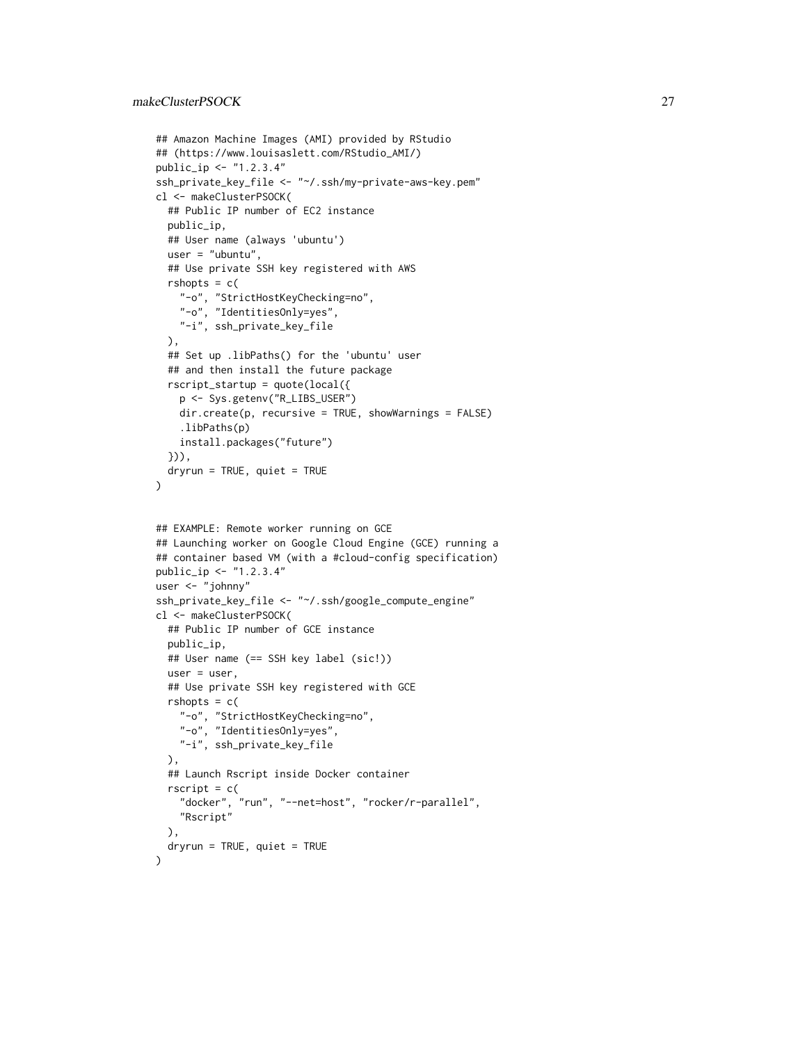```
## Amazon Machine Images (AMI) provided by RStudio
## (https://www.louisaslett.com/RStudio_AMI/)
public_ip <- "1.2.3.4"
ssh_private_key_file <- "~/.ssh/my-private-aws-key.pem"
cl <- makeClusterPSOCK(
  ## Public IP number of EC2 instance
  public_ip,
  ## User name (always 'ubuntu')
  user = "ubuntu",
  ## Use private SSH key registered with AWS
  rshopts = c(
    "-o", "StrictHostKeyChecking=no",
    "-o", "IdentitiesOnly=yes",
    "-i", ssh_private_key_file
  ),
  ## Set up .libPaths() for the 'ubuntu' user
  ## and then install the future package
  rscript_startup = quote(local({
    p <- Sys.getenv("R_LIBS_USER")
    dir.create(p, recursive = TRUE, showWarnings = FALSE)
    .libPaths(p)
    install.packages("future")
  })),
  dryrun = TRUE, quiet = TRUE
)


## EXAMPLE: Remote worker running on GCE
## Launching worker on Google Cloud Engine (GCE) running a
## container based VM (with a #cloud-config specification)
public_ip <- "1.2.3.4"
user <- "johnny"
ssh_private_key_file <- "~/.ssh/google_compute_engine"
cl <- makeClusterPSOCK(
  ## Public IP number of GCE instance
  public_ip,
  ## User name (== SSH key label (sic!))
  user = user,
  ## Use private SSH key registered with GCE
  rshopts = c(
    "-o", "StrictHostKeyChecking=no",
    "-o", "IdentitiesOnly=yes",
    "-i", ssh_private_key_file
  ),
  ## Launch Rscript inside Docker container
  rscript = c(
    "docker", "run", "--net=host", "rocker/r-parallel",
    "Rscript"
  ),
  dryrun = TRUE, quiet = TRUE
)
```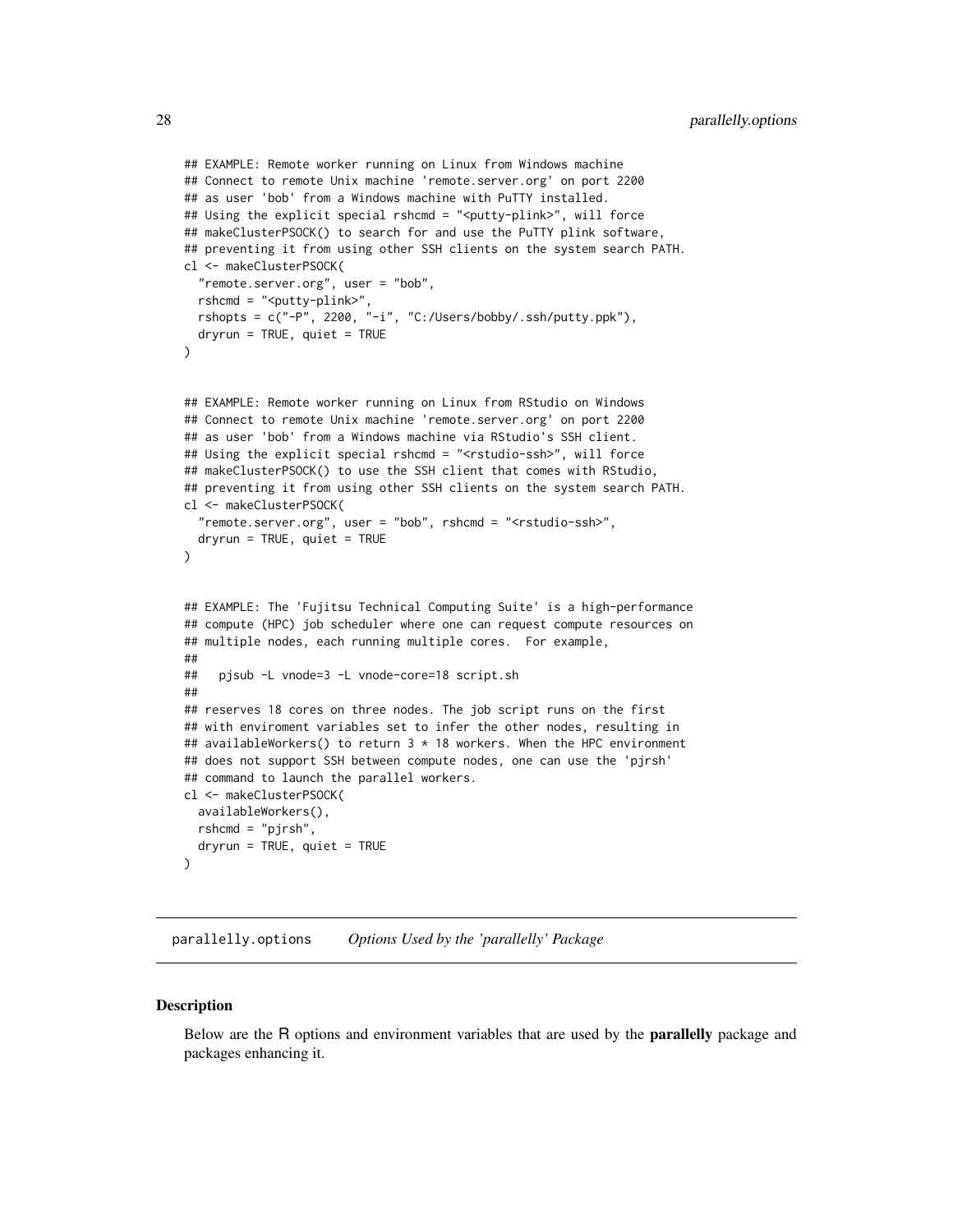```
## EXAMPLE: Remote worker running on Linux from Windows machine
## Connect to remote Unix machine 'remote.server.org' on port 2200
## as user 'bob' from a Windows machine with PuTTY installed.
## Using the explicit special rshcmd = "<putty-plink>", will force
## makeClusterPSOCK() to search for and use the PuTTY plink software,
## preventing it from using other SSH clients on the system search PATH.
cl <- makeClusterPSOCK(
  "remote.server.org", user = "bob",
  rshcmd = "<putty-plink>",
  rshopts = c("-P", 2200, "-i", "C:/Users/bobby/.ssh/putty.ppk"),
  dryrun = TRUE, quiet = TRUE
)


## EXAMPLE: Remote worker running on Linux from RStudio on Windows
## Connect to remote Unix machine 'remote.server.org' on port 2200
## as user 'bob' from a Windows machine via RStudio's SSH client.
## Using the explicit special rshcmd = "<rstudio-ssh>", will force
## makeClusterPSOCK() to use the SSH client that comes with RStudio,
## preventing it from using other SSH clients on the system search PATH.
cl <- makeClusterPSOCK(
  "remote.server.org", user = "bob", rshcmd = "<rstudio-ssh>",
  dryrun = TRUE, quiet = TRUE
)


## EXAMPLE: The 'Fujitsu Technical Computing Suite' is a high-performance
## compute (HPC) job scheduler where one can request compute resources on
## multiple nodes, each running multiple cores.  For example,
##
##   pjsub -L vnode=3 -L vnode-core=18 script.sh
##
## reserves 18 cores on three nodes. The job script runs on the first
## with enviroment variables set to infer the other nodes, resulting in
## availableWorkers() to return 3 * 18 workers. When the HPC environment
## does not support SSH between compute nodes, one can use the 'pjrsh'
## command to launch the parallel workers.
cl <- makeClusterPSOCK(
  availableWorkers(),
  rshcmd = "pjrsh",
  dryrun = TRUE, quiet = TRUE
)
```

---

## parallelly.options — *Options Used by the 'parallelly' Package*

### Description

Below are the R options and environment variables that are used by the **parallelly** package and packages enhancing it.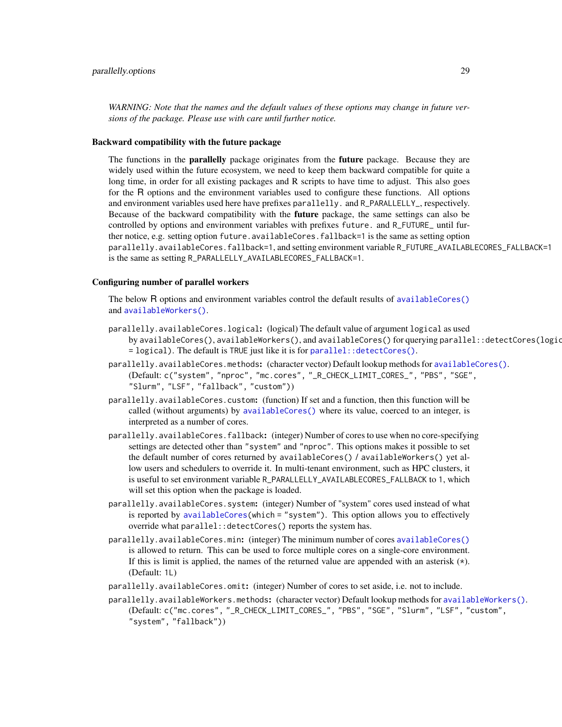*WARNING: Note that the names and the default values of these options may change in future versions of the package. Please use with care until further notice.*

### Backward compatibility with the future package

The functions in the **parallelly** package originates from the **future** package. Because they are widely used within the future ecosystem, we need to keep them backward compatible for quite a long time, in order for all existing packages and R scripts to have time to adjust. This also goes for the R options and the environment variables used to configure these functions. All options and environment variables used here have prefixes `parallelly.` and `R_PARALLELLY_`, respectively. Because of the backward compatibility with the **future** package, the same settings can also be controlled by options and environment variables with prefixes `future.` and `R_FUTURE_` until further notice, e.g. setting option `future.availableCores.fallback=1` is the same as setting option `parallelly.availableCores.fallback=1`, and setting environment variable `R_FUTURE_AVAILABLECORES_FALLBACK=1` is the same as setting `R_PARALLELLY_AVAILABLECORES_FALLBACK=1`.

### Configuring number of parallel workers

The below R options and environment variables control the default results of `availableCores()` and `availableWorkers()`.

`parallelly.availableCores.logical`**:** (logical) The default value of argument `logical` as used by `availableCores()`, `availableWorkers()`, and `availableCores()` for querying `parallel::detectCores(logical = logical)`. The default is `TRUE` just like it is for `parallel::detectCores()`.

`parallelly.availableCores.methods`**:** (character vector) Default lookup methods for `availableCores()`. (Default: `c("system", "nproc", "mc.cores", "_R_CHECK_LIMIT_CORES_", "PBS", "SGE", "Slurm", "LSF", "fallback", "custom")`)

`parallelly.availableCores.custom`**:** (function) If set and a function, then this function will be called (without arguments) by `availableCores()` where its value, coerced to an integer, is interpreted as a number of cores.

`parallelly.availableCores.fallback`**:** (integer) Number of cores to use when no core-specifying settings are detected other than `"system"` and `"nproc"`. This options makes it possible to set the default number of cores returned by `availableCores()` / `availableWorkers()` yet allow users and schedulers to override it. In multi-tenant environment, such as HPC clusters, it is useful to set environment variable `R_PARALLELLY_AVAILABLECORES_FALLBACK` to `1`, which will set this option when the package is loaded.

`parallelly.availableCores.system`**:** (integer) Number of "system" cores used instead of what is reported by `availableCores(which = "system")`. This option allows you to effectively override what `parallel::detectCores()` reports the system has.

`parallelly.availableCores.min`**:** (integer) The minimum number of cores `availableCores()` is allowed to return. This can be used to force multiple cores on a single-core environment. If this is limit is applied, the names of the returned value are appended with an asterisk (`*`). (Default: `1L`)

`parallelly.availableCores.omit`**:** (integer) Number of cores to set aside, i.e. not to include.

`parallelly.availableWorkers.methods`**:** (character vector) Default lookup methods for `availableWorkers()`. (Default: `c("mc.cores", "_R_CHECK_LIMIT_CORES_", "PBS", "SGE", "Slurm", "LSF", "custom", "system", "fallback")`)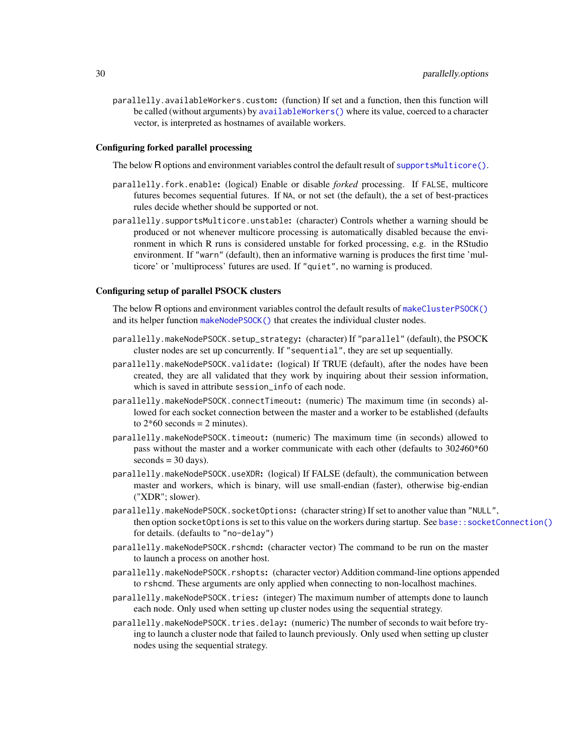parallelly.availableWorkers.custom: (function) If set and a function, then this function will be called (without arguments) by availableWorkers() where its value, coerced to a character vector, is interpreted as hostnames of available workers.

### Configuring forked parallel processing

The below R options and environment variables control the default result of supportsMulticore().

parallelly.fork.enable: (logical) Enable or disable *forked* processing. If FALSE, multicore futures becomes sequential futures. If NA, or not set (the default), the a set of best-practices rules decide whether should be supported or not.

parallelly.supportsMulticore.unstable: (character) Controls whether a warning should be produced or not whenever multicore processing is automatically disabled because the environment in which R runs is considered unstable for forked processing, e.g. in the RStudio environment. If "warn" (default), then an informative warning is produces the first time 'multicore' or 'multiprocess' futures are used. If "quiet", no warning is produced.

### Configuring setup of parallel PSOCK clusters

The below R options and environment variables control the default results of makeClusterPSOCK() and its helper function makeNodePSOCK() that creates the individual cluster nodes.

parallelly.makeNodePSOCK.setup_strategy: (character) If "parallel" (default), the PSOCK cluster nodes are set up concurrently. If "sequential", they are set up sequentially.

parallelly.makeNodePSOCK.validate: (logical) If TRUE (default), after the nodes have been created, they are all validated that they work by inquiring about their session information, which is saved in attribute session_info of each node.

parallelly.makeNodePSOCK.connectTimeout: (numeric) The maximum time (in seconds) allowed for each socket connection between the master and a worker to be established (defaults to 2*60 seconds = 2 minutes).

parallelly.makeNodePSOCK.timeout: (numeric) The maximum time (in seconds) allowed to pass without the master and a worker communicate with each other (defaults to 30*24*60*60 seconds = 30 days).

parallelly.makeNodePSOCK.useXDR: (logical) If FALSE (default), the communication between master and workers, which is binary, will use small-endian (faster), otherwise big-endian ("XDR"; slower).

parallelly.makeNodePSOCK.socketOptions: (character string) If set to another value than "NULL", then option socketOptions is set to this value on the workers during startup. See base::socketConnection() for details. (defaults to "no-delay")

parallelly.makeNodePSOCK.rshcmd: (character vector) The command to be run on the master to launch a process on another host.

parallelly.makeNodePSOCK.rshopts: (character vector) Addition command-line options appended to rshcmd. These arguments are only applied when connecting to non-localhost machines.

parallelly.makeNodePSOCK.tries: (integer) The maximum number of attempts done to launch each node. Only used when setting up cluster nodes using the sequential strategy.

parallelly.makeNodePSOCK.tries.delay: (numeric) The number of seconds to wait before trying to launch a cluster node that failed to launch previously. Only used when setting up cluster nodes using the sequential strategy.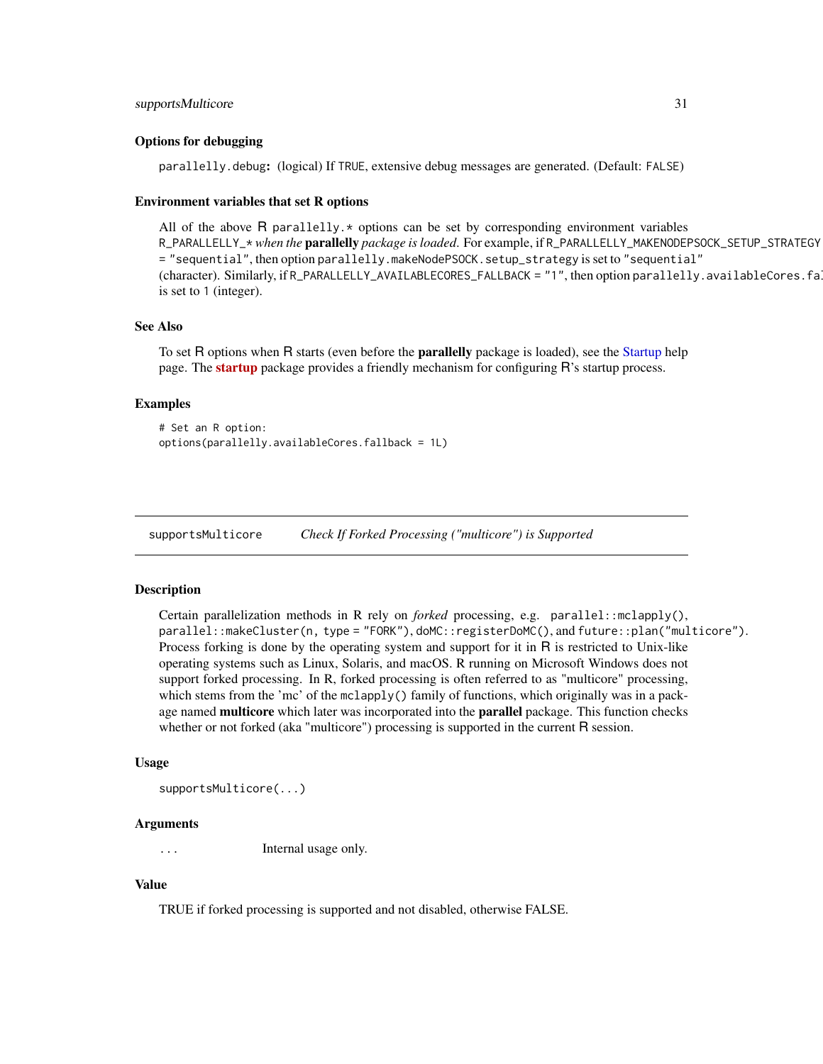### Options for debugging

`parallelly.debug`: (logical) If `TRUE`, extensive debug messages are generated. (Default: `FALSE`)

### Environment variables that set R options

All of the above R `parallelly.*` options can be set by corresponding environment variables `R_PARALLELLY_*` *when the* **parallelly** *package is loaded*. For example, if `R_PARALLELLY_MAKENODEPSOCK_SETUP_STRATEGY = "sequential"`, then option `parallelly.makeNodePSOCK.setup_strategy` is set to `"sequential"` (character). Similarly, if `R_PARALLELLY_AVAILABLECORES_FALLBACK = "1"`, then option `parallelly.availableCores.fallback` is set to `1` (integer).

### See Also

To set R options when R starts (even before the **parallelly** package is loaded), see the Startup help page. The **startup** package provides a friendly mechanism for configuring R's startup process.

### Examples

```
# Set an R option:
options(parallelly.availableCores.fallback = 1L)
```

---

## supportsMulticore — *Check If Forked Processing ("multicore") is Supported*

### Description

Certain parallelization methods in R rely on *forked* processing, e.g. `parallel::mclapply()`, `parallel::makeCluster(n, type = "FORK")`, `doMC::registerDoMC()`, and `future::plan("multicore")`. Process forking is done by the operating system and support for it in R is restricted to Unix-like operating systems such as Linux, Solaris, and macOS. R running on Microsoft Windows does not support forked processing. In R, forked processing is often referred to as "multicore" processing, which stems from the 'mc' of the `mclapply()` family of functions, which originally was in a package named **multicore** which later was incorporated into the **parallel** package. This function checks whether or not forked (aka "multicore") processing is supported in the current R session.

### Usage

```
supportsMulticore(...)
```

### Arguments

`...` Internal usage only.

### Value

TRUE if forked processing is supported and not disabled, otherwise FALSE.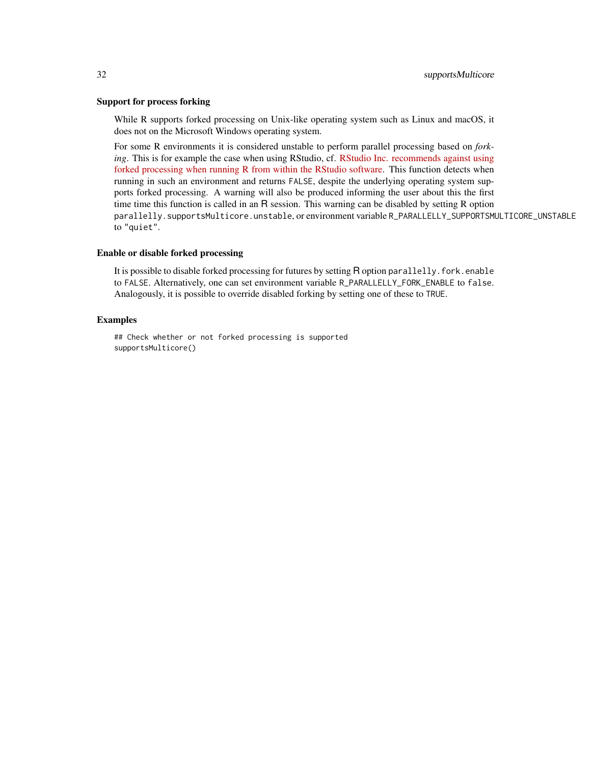### Support for process forking

While R supports forked processing on Unix-like operating system such as Linux and macOS, it does not on the Microsoft Windows operating system.

For some R environments it is considered unstable to perform parallel processing based on *forking*. This is for example the case when using RStudio, cf. RStudio Inc. recommends against using forked processing when running R from within the RStudio software. This function detects when running in such an environment and returns `FALSE`, despite the underlying operating system supports forked processing. A warning will also be produced informing the user about this the first time time this function is called in an R session. This warning can be disabled by setting R option `parallelly.supportsMulticore.unstable`, or environment variable `R_PARALLELLY_SUPPORTSMULTICORE_UNSTABLE` to `"quiet"`.

### Enable or disable forked processing

It is possible to disable forked processing for futures by setting R option `parallelly.fork.enable` to `FALSE`. Alternatively, one can set environment variable `R_PARALLELLY_FORK_ENABLE` to `false`. Analogously, it is possible to override disabled forking by setting one of these to `TRUE`.

### Examples

```
## Check whether or not forked processing is supported
supportsMulticore()
```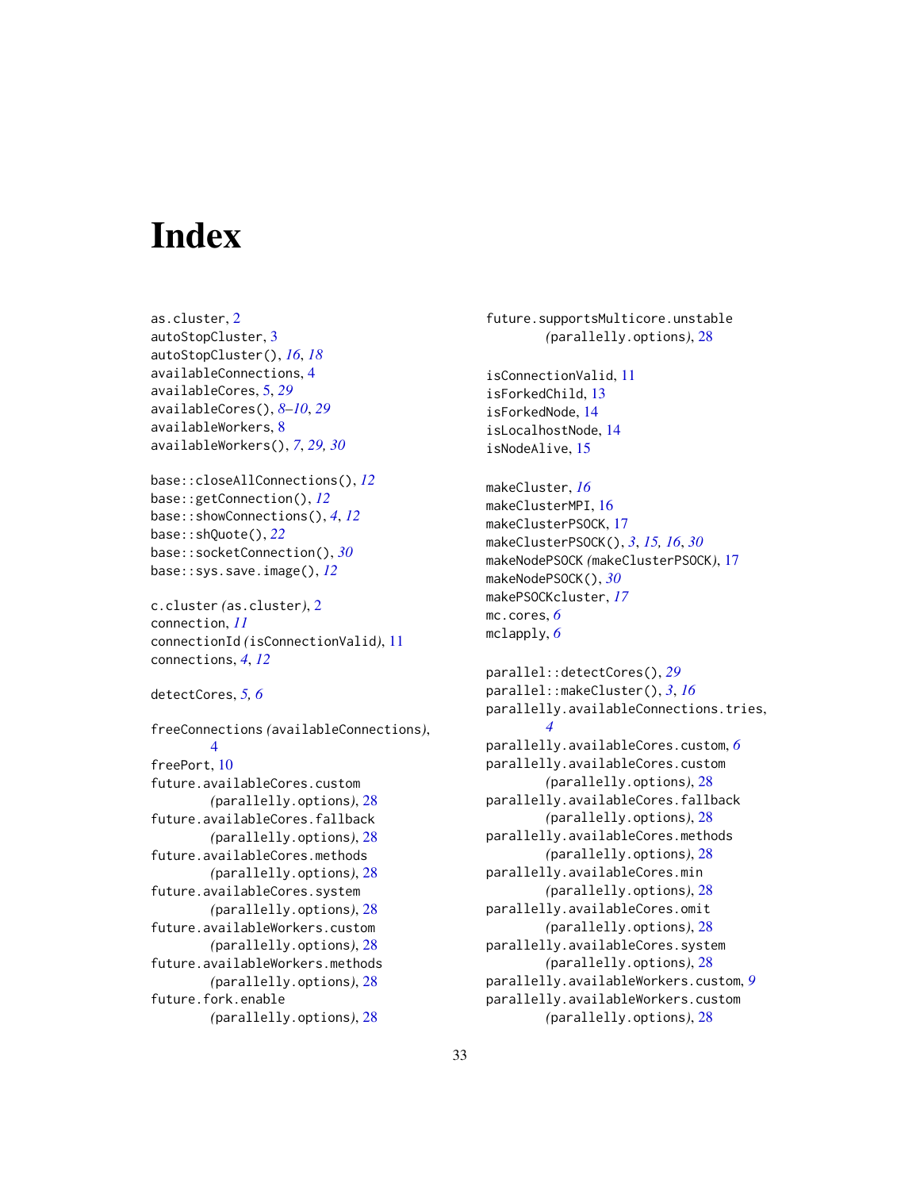# Index

as.cluster, 2
autoStopCluster, 3
autoStopCluster(), *16*, *18*
availableConnections, 4
availableCores, 5, *29*
availableCores(), *8–10*, *29*
availableWorkers, 8
availableWorkers(), *7*, *29*, *30*

base::closeAllConnections(), *12*
base::getConnection(), *12*
base::showConnections(), *4*, *12*
base::shQuote(), *22*
base::socketConnection(), *30*
base::sys.save.image(), *12*

c.cluster *(as.cluster)*, 2
connection, *11*
connectionId *(isConnectionValid)*, 11
connections, *4*, *12*

detectCores, *5*, *6*

freeConnections *(availableConnections)*, 4
freePort, 10
future.availableCores.custom *(parallelly.options)*, 28
future.availableCores.fallback *(parallelly.options)*, 28
future.availableCores.methods *(parallelly.options)*, 28
future.availableCores.system *(parallelly.options)*, 28
future.availableWorkers.custom *(parallelly.options)*, 28
future.availableWorkers.methods *(parallelly.options)*, 28
future.fork.enable *(parallelly.options)*, 28
future.supportsMulticore.unstable *(parallelly.options)*, 28

isConnectionValid, 11
isForkedChild, 13
isForkedNode, 14
isLocalhostNode, 14
isNodeAlive, 15

makeCluster, *16*
makeClusterMPI, 16
makeClusterPSOCK, 17
makeClusterPSOCK(), *3*, *15*, *16*, *30*
makeNodePSOCK *(makeClusterPSOCK)*, 17
makeNodePSOCK(), *30*
makePSOCKcluster, *17*
mc.cores, *6*
mclapply, *6*

parallel::detectCores(), *29*
parallel::makeCluster(), *3*, *16*
parallelly.availableConnections.tries, *4*
parallelly.availableCores.custom, *6*
parallelly.availableCores.custom *(parallelly.options)*, 28
parallelly.availableCores.fallback *(parallelly.options)*, 28
parallelly.availableCores.methods *(parallelly.options)*, 28
parallelly.availableCores.min *(parallelly.options)*, 28
parallelly.availableCores.omit *(parallelly.options)*, 28
parallelly.availableCores.system *(parallelly.options)*, 28
parallelly.availableWorkers.custom, *9*
parallelly.availableWorkers.custom *(parallelly.options)*, 28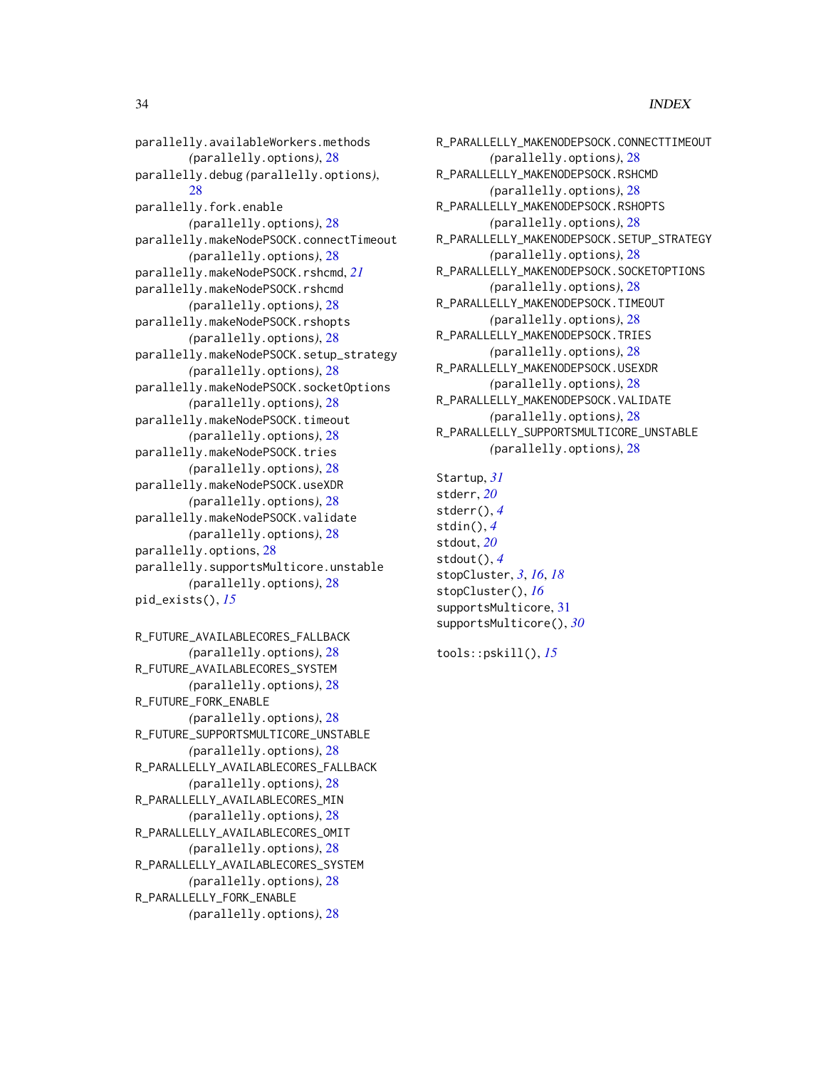parallelly.availableWorkers.methods *(parallelly.options)*, 28
parallelly.debug *(parallelly.options)*, 28
parallelly.fork.enable *(parallelly.options)*, 28
parallelly.makeNodePSOCK.connectTimeout *(parallelly.options)*, 28
parallelly.makeNodePSOCK.rshcmd, *21*
parallelly.makeNodePSOCK.rshcmd *(parallelly.options)*, 28
parallelly.makeNodePSOCK.rshopts *(parallelly.options)*, 28
parallelly.makeNodePSOCK.setup_strategy *(parallelly.options)*, 28
parallelly.makeNodePSOCK.socketOptions *(parallelly.options)*, 28
parallelly.makeNodePSOCK.timeout *(parallelly.options)*, 28
parallelly.makeNodePSOCK.tries *(parallelly.options)*, 28
parallelly.makeNodePSOCK.useXDR *(parallelly.options)*, 28
parallelly.makeNodePSOCK.validate *(parallelly.options)*, 28
parallelly.options, 28
parallelly.supportsMulticore.unstable *(parallelly.options)*, 28
pid_exists(), *15*

R_FUTURE_AVAILABLECORES_FALLBACK *(parallelly.options)*, 28
R_FUTURE_AVAILABLECORES_SYSTEM *(parallelly.options)*, 28
R_FUTURE_FORK_ENABLE *(parallelly.options)*, 28
R_FUTURE_SUPPORTSMULTICORE_UNSTABLE *(parallelly.options)*, 28
R_PARALLELLY_AVAILABLECORES_FALLBACK *(parallelly.options)*, 28
R_PARALLELLY_AVAILABLECORES_MIN *(parallelly.options)*, 28
R_PARALLELLY_AVAILABLECORES_OMIT *(parallelly.options)*, 28
R_PARALLELLY_AVAILABLECORES_SYSTEM *(parallelly.options)*, 28
R_PARALLELLY_FORK_ENABLE *(parallelly.options)*, 28
R_PARALLELLY_MAKENODEPSOCK.CONNECTTIMEOUT *(parallelly.options)*, 28
R_PARALLELLY_MAKENODEPSOCK.RSHCMD *(parallelly.options)*, 28
R_PARALLELLY_MAKENODEPSOCK.RSHOPTS *(parallelly.options)*, 28
R_PARALLELLY_MAKENODEPSOCK.SETUP_STRATEGY *(parallelly.options)*, 28
R_PARALLELLY_MAKENODEPSOCK.SOCKETOPTIONS *(parallelly.options)*, 28
R_PARALLELLY_MAKENODEPSOCK.TIMEOUT *(parallelly.options)*, 28
R_PARALLELLY_MAKENODEPSOCK.TRIES *(parallelly.options)*, 28
R_PARALLELLY_MAKENODEPSOCK.USEXDR *(parallelly.options)*, 28
R_PARALLELLY_MAKENODEPSOCK.VALIDATE *(parallelly.options)*, 28
R_PARALLELLY_SUPPORTSMULTICORE_UNSTABLE *(parallelly.options)*, 28

Startup, *31*
stderr, *20*
stderr(), *4*
stdin(), *4*
stdout, *20*
stdout(), *4*
stopCluster, *3*, *16*, *18*
stopCluster(), *16*
supportsMulticore, 31
supportsMulticore(), *30*

tools::pskill(), *15*